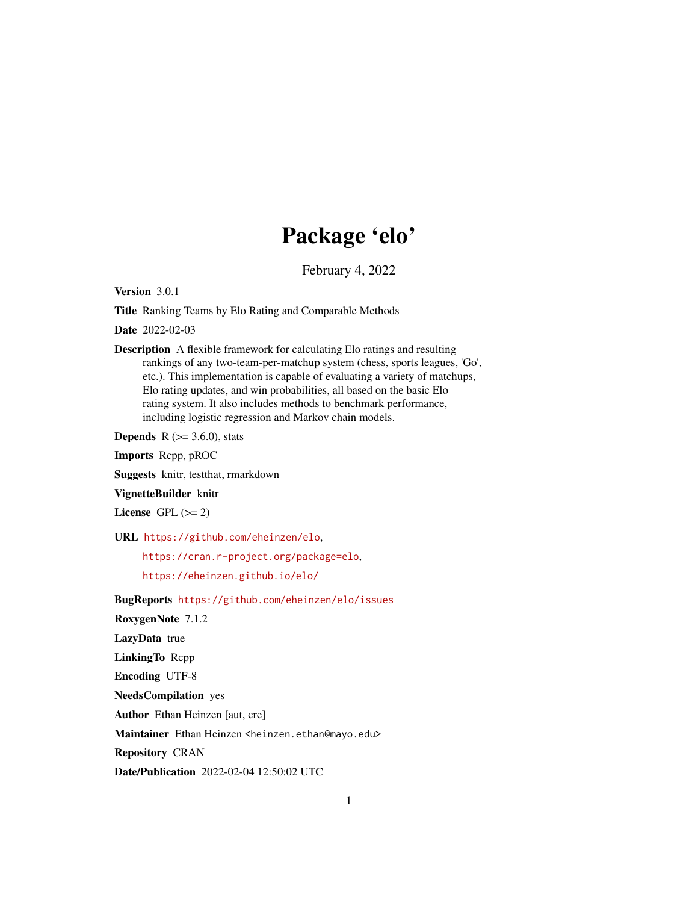# Package 'elo'

February 4, 2022

**Version** 3.0.1

**Title** Ranking Teams by Elo Rating and Comparable Methods

**Date** 2022-02-03

**Description** A flexible framework for calculating Elo ratings and resulting rankings of any two-team-per-matchup system (chess, sports leagues, 'Go', etc.). This implementation is capable of evaluating a variety of matchups, Elo rating updates, and win probabilities, all based on the basic Elo rating system. It also includes methods to benchmark performance, including logistic regression and Markov chain models.

**Depends** R (>= 3.6.0), stats

**Imports** Rcpp, pROC

**Suggests** knitr, testthat, rmarkdown

**VignetteBuilder** knitr

**License** GPL (>= 2)

**URL** https://github.com/eheinzen/elo,
https://cran.r-project.org/package=elo,
https://eheinzen.github.io/elo/

**BugReports** https://github.com/eheinzen/elo/issues

**RoxygenNote** 7.1.2

**LazyData** true

**LinkingTo** Rcpp

**Encoding** UTF-8

**NeedsCompilation** yes

**Author** Ethan Heinzen [aut, cre]

**Maintainer** Ethan Heinzen <heinzen.ethan@mayo.edu>

**Repository** CRAN

**Date/Publication** 2022-02-04 12:50:02 UTC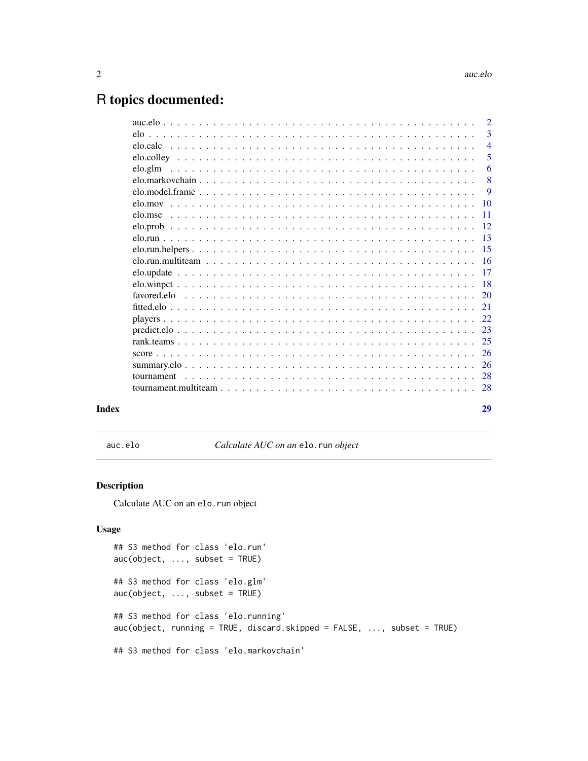# R topics documented:

| | |
|---|---|
| auc.elo | 2 |
| elo | 3 |
| elo.calc | 4 |
| elo.colley | 5 |
| elo.glm | 6 |
| elo.markovchain | 8 |
| elo.model.frame | 9 |
| elo.mov | 10 |
| elo.mse | 11 |
| elo.prob | 12 |
| elo.run | 13 |
| elo.run.helpers | 15 |
| elo.run.multiteam | 16 |
| elo.update | 17 |
| elo.winpct | 18 |
| favored.elo | 20 |
| fitted.elo | 21 |
| players | 22 |
| predict.elo | 23 |
| rank.teams | 25 |
| score | 26 |
| summary.elo | 26 |
| tournament | 28 |
| tournament.multiteam | 28 |

**Index** **29**

---

`auc.elo` *Calculate AUC on an* `elo.run` *object*

---

## Description

Calculate AUC on an `elo.run` object

## Usage

```
## S3 method for class 'elo.run'
auc(object, ..., subset = TRUE)

## S3 method for class 'elo.glm'
auc(object, ..., subset = TRUE)

## S3 method for class 'elo.running'
auc(object, running = TRUE, discard.skipped = FALSE, ..., subset = TRUE)

## S3 method for class 'elo.markovchain'
```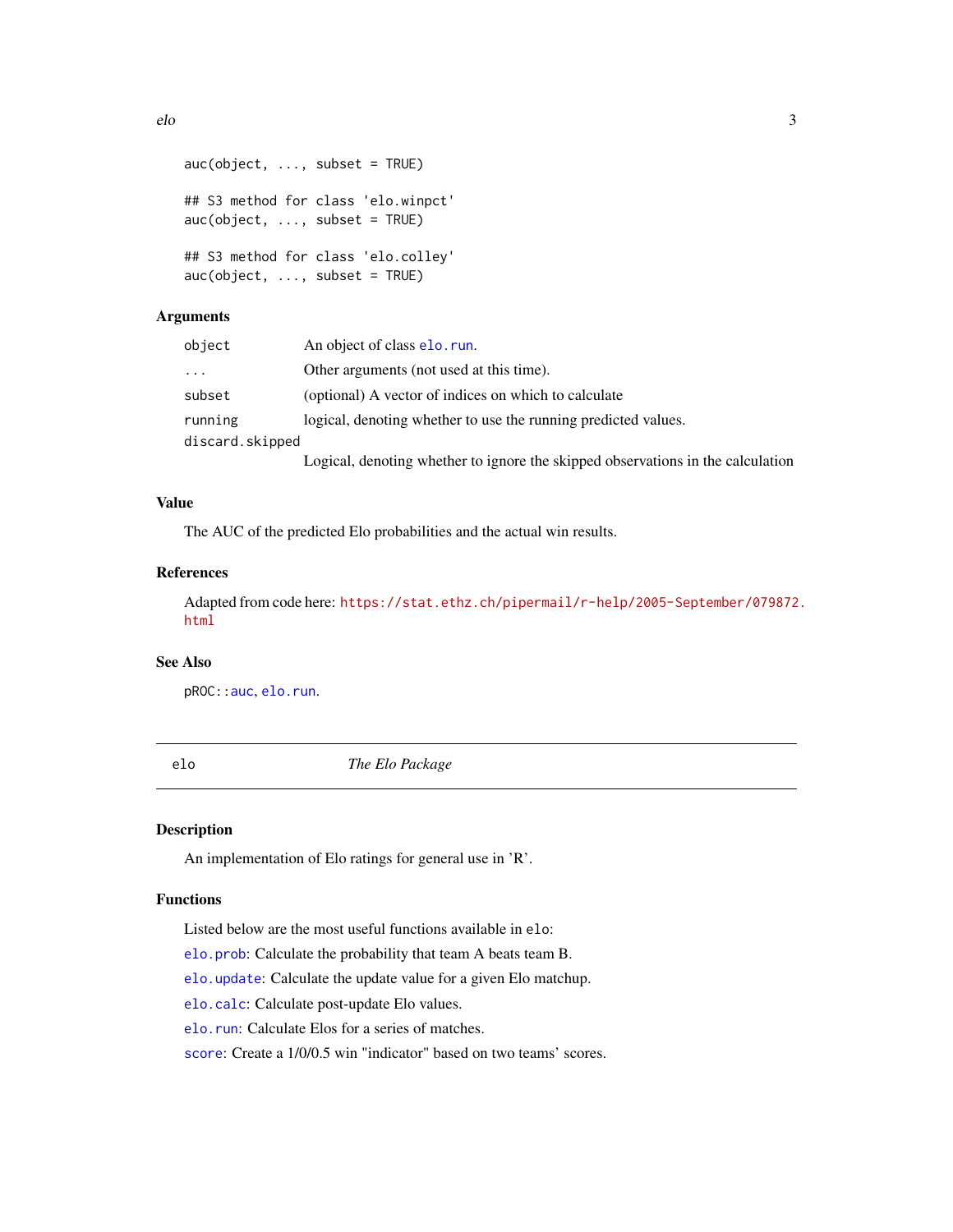```
auc(object, ..., subset = TRUE)

## S3 method for class 'elo.winpct'
auc(object, ..., subset = TRUE)

## S3 method for class 'elo.colley'
auc(object, ..., subset = TRUE)
```

### Arguments

| | |
|---|---|
| `object` | An object of class `elo.run`. |
| `...` | Other arguments (not used at this time). |
| `subset` | (optional) A vector of indices on which to calculate |
| `running` | logical, denoting whether to use the running predicted values. |
| `discard.skipped` | Logical, denoting whether to ignore the skipped observations in the calculation |

### Value

The AUC of the predicted Elo probabilities and the actual win results.

### References

Adapted from code here: https://stat.ethz.ch/pipermail/r-help/2005-September/079872.html

### See Also

`pROC::auc`, `elo.run`.

---

## elo — *The Elo Package*

### Description

An implementation of Elo ratings for general use in 'R'.

### Functions

Listed below are the most useful functions available in `elo`:

`elo.prob`: Calculate the probability that team A beats team B.

`elo.update`: Calculate the update value for a given Elo matchup.

`elo.calc`: Calculate post-update Elo values.

`elo.run`: Calculate Elos for a series of matches.

`score`: Create a 1/0/0.5 win "indicator" based on two teams' scores.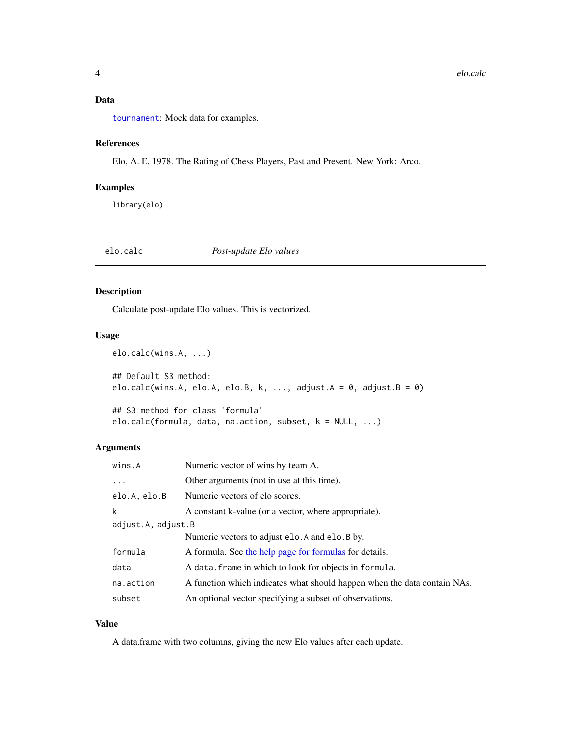### Data

`tournament`: Mock data for examples.

### References

Elo, A. E. 1978. The Rating of Chess Players, Past and Present. New York: Arco.

### Examples

```
library(elo)
```

---

## elo.calc *Post-update Elo values*

---

### Description

Calculate post-update Elo values. This is vectorized.

### Usage

```
elo.calc(wins.A, ...)

## Default S3 method:
elo.calc(wins.A, elo.A, elo.B, k, ..., adjust.A = 0, adjust.B = 0)

## S3 method for class 'formula'
elo.calc(formula, data, na.action, subset, k = NULL, ...)
```

### Arguments

| | |
|---|---|
| `wins.A` | Numeric vector of wins by team A. |
| `...` | Other arguments (not in use at this time). |
| `elo.A, elo.B` | Numeric vectors of elo scores. |
| `k` | A constant k-value (or a vector, where appropriate). |
| `adjust.A, adjust.B` | Numeric vectors to adjust `elo.A` and `elo.B` by. |
| `formula` | A formula. See the help page for formulas for details. |
| `data` | A `data.frame` in which to look for objects in `formula`. |
| `na.action` | A function which indicates what should happen when the data contain NAs. |
| `subset` | An optional vector specifying a subset of observations. |

### Value

A data.frame with two columns, giving the new Elo values after each update.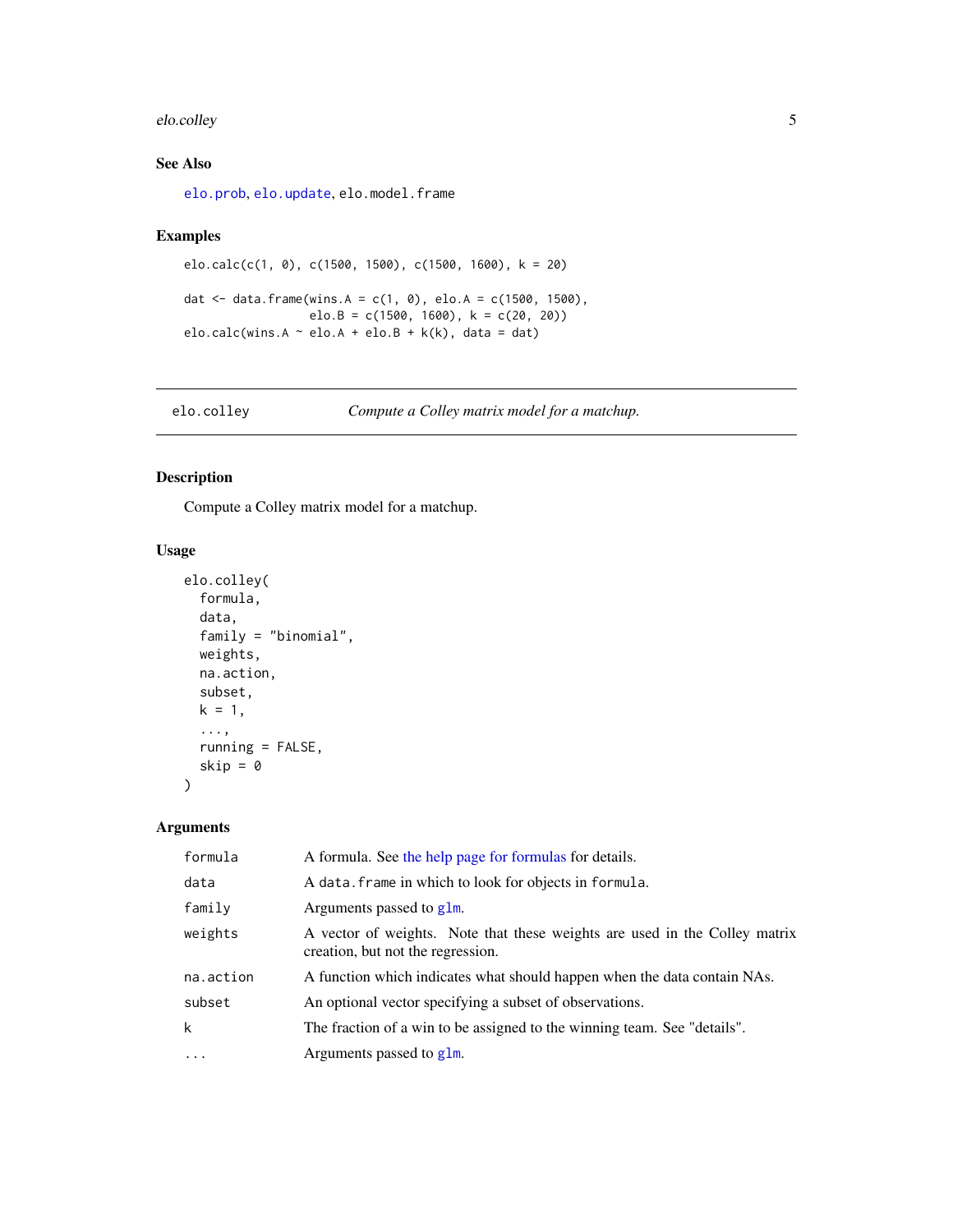### See Also

`elo.prob`, `elo.update`, `elo.model.frame`

### Examples

```
elo.calc(c(1, 0), c(1500, 1500), c(1500, 1600), k = 20)

dat <- data.frame(wins.A = c(1, 0), elo.A = c(1500, 1500),
                  elo.B = c(1500, 1600), k = c(20, 20))
elo.calc(wins.A ~ elo.A + elo.B + k(k), data = dat)
```

---

## elo.colley — *Compute a Colley matrix model for a matchup.*

### Description

Compute a Colley matrix model for a matchup.

### Usage

```
elo.colley(
  formula,
  data,
  family = "binomial",
  weights,
  na.action,
  subset,
  k = 1,
  ...,
  running = FALSE,
  skip = 0
)
```

### Arguments

| | |
|---|---|
| `formula` | A formula. See the help page for formulas for details. |
| `data` | A `data.frame` in which to look for objects in `formula`. |
| `family` | Arguments passed to `glm`. |
| `weights` | A vector of weights. Note that these weights are used in the Colley matrix creation, but not the regression. |
| `na.action` | A function which indicates what should happen when the data contain NAs. |
| `subset` | An optional vector specifying a subset of observations. |
| `k` | The fraction of a win to be assigned to the winning team. See "details". |
| `...` | Arguments passed to `glm`. |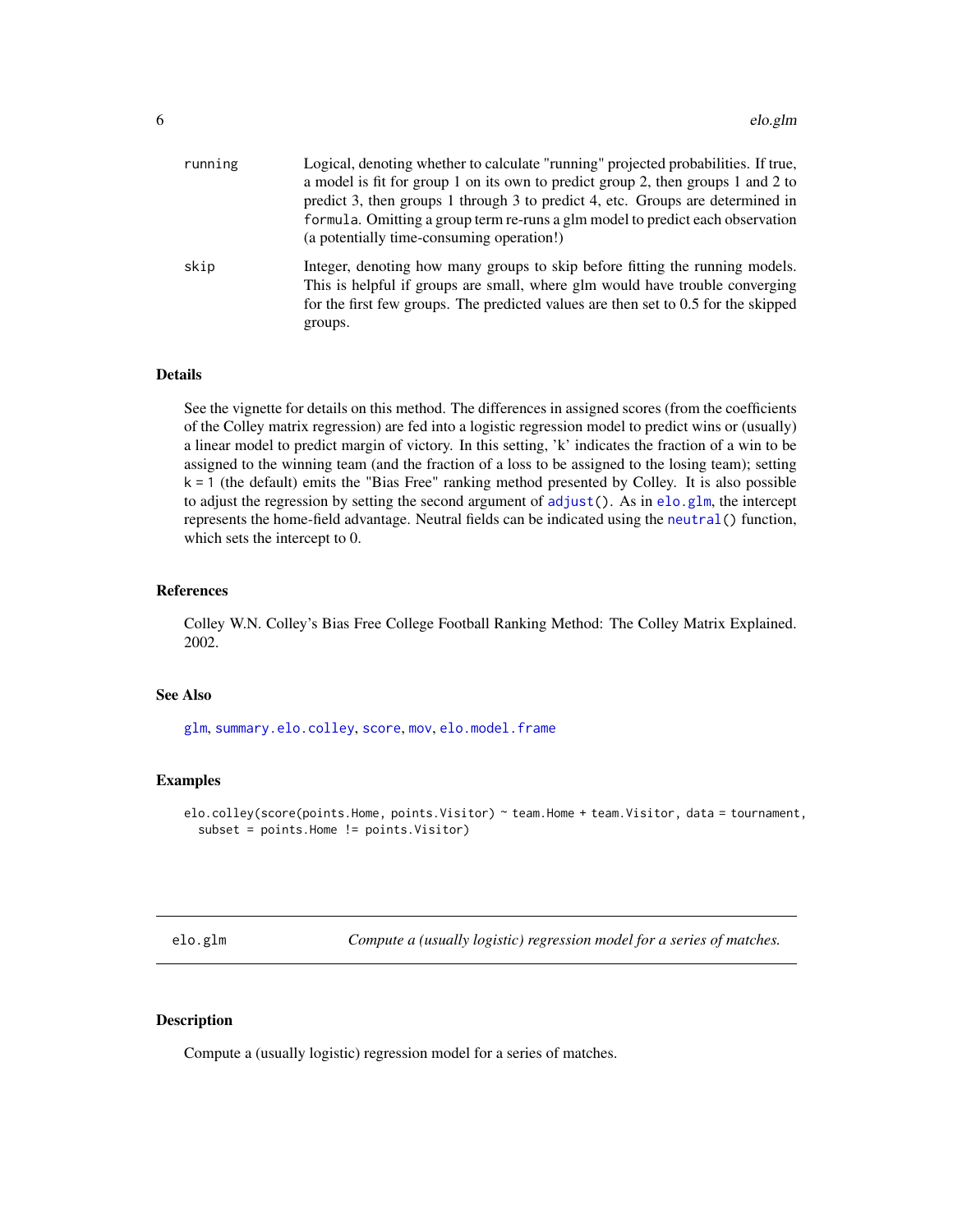| | |
|---|---|
| `running` | Logical, denoting whether to calculate "running" projected probabilities. If true, a model is fit for group 1 on its own to predict group 2, then groups 1 and 2 to predict 3, then groups 1 through 3 to predict 4, etc. Groups are determined in `formula`. Omitting a group term re-runs a glm model to predict each observation (a potentially time-consuming operation!) |
| `skip` | Integer, denoting how many groups to skip before fitting the running models. This is helpful if groups are small, where glm would have trouble converging for the first few groups. The predicted values are then set to 0.5 for the skipped groups. |

### Details

See the vignette for details on this method. The differences in assigned scores (from the coefficients of the Colley matrix regression) are fed into a logistic regression model to predict wins or (usually) a linear model to predict margin of victory. In this setting, 'k' indicates the fraction of a win to be assigned to the winning team (and the fraction of a loss to be assigned to the losing team); setting `k = 1` (the default) emits the "Bias Free" ranking method presented by Colley. It is also possible to adjust the regression by setting the second argument of `adjust()`. As in `elo.glm`, the intercept represents the home-field advantage. Neutral fields can be indicated using the `neutral()` function, which sets the intercept to 0.

### References

Colley W.N. Colley's Bias Free College Football Ranking Method: The Colley Matrix Explained. 2002.

### See Also

`glm`, `summary.elo.colley`, `score`, `mov`, `elo.model.frame`

### Examples

```
elo.colley(score(points.Home, points.Visitor) ~ team.Home + team.Visitor, data = tournament,
  subset = points.Home != points.Visitor)
```

---

## elo.glm — *Compute a (usually logistic) regression model for a series of matches.*

---

### Description

Compute a (usually logistic) regression model for a series of matches.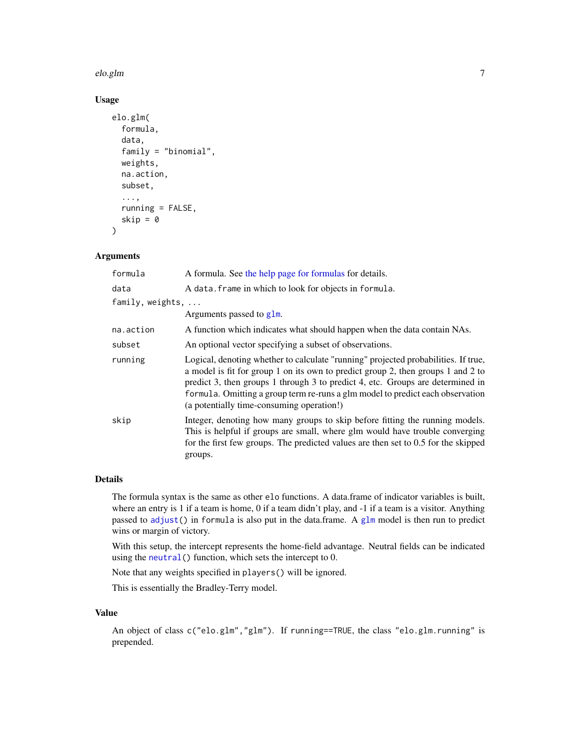## Usage

```
elo.glm(
  formula,
  data,
  family = "binomial",
  weights,
  na.action,
  subset,
  ...,
  running = FALSE,
  skip = 0
)
```

## Arguments

| Argument | Description |
| --- | --- |
| formula | A formula. See the help page for formulas for details. |
| data | A data.frame in which to look for objects in formula. |
| family, weights, ... | Arguments passed to glm. |
| na.action | A function which indicates what should happen when the data contain NAs. |
| subset | An optional vector specifying a subset of observations. |
| running | Logical, denoting whether to calculate "running" projected probabilities. If true, a model is fit for group 1 on its own to predict group 2, then groups 1 and 2 to predict 3, then groups 1 through 3 to predict 4, etc. Groups are determined in formula. Omitting a group term re-runs a glm model to predict each observation (a potentially time-consuming operation!) |
| skip | Integer, denoting how many groups to skip before fitting the running models. This is helpful if groups are small, where glm would have trouble converging for the first few groups. The predicted values are then set to 0.5 for the skipped groups. |

## Details

The formula syntax is the same as other elo functions. A data.frame of indicator variables is built, where an entry is 1 if a team is home, 0 if a team didn't play, and -1 if a team is a visitor. Anything passed to adjust() in formula is also put in the data.frame. A glm model is then run to predict wins or margin of victory.

With this setup, the intercept represents the home-field advantage. Neutral fields can be indicated using the neutral() function, which sets the intercept to 0.

Note that any weights specified in players() will be ignored.

This is essentially the Bradley-Terry model.

## Value

An object of class c("elo.glm","glm"). If running==TRUE, the class "elo.glm.running" is prepended.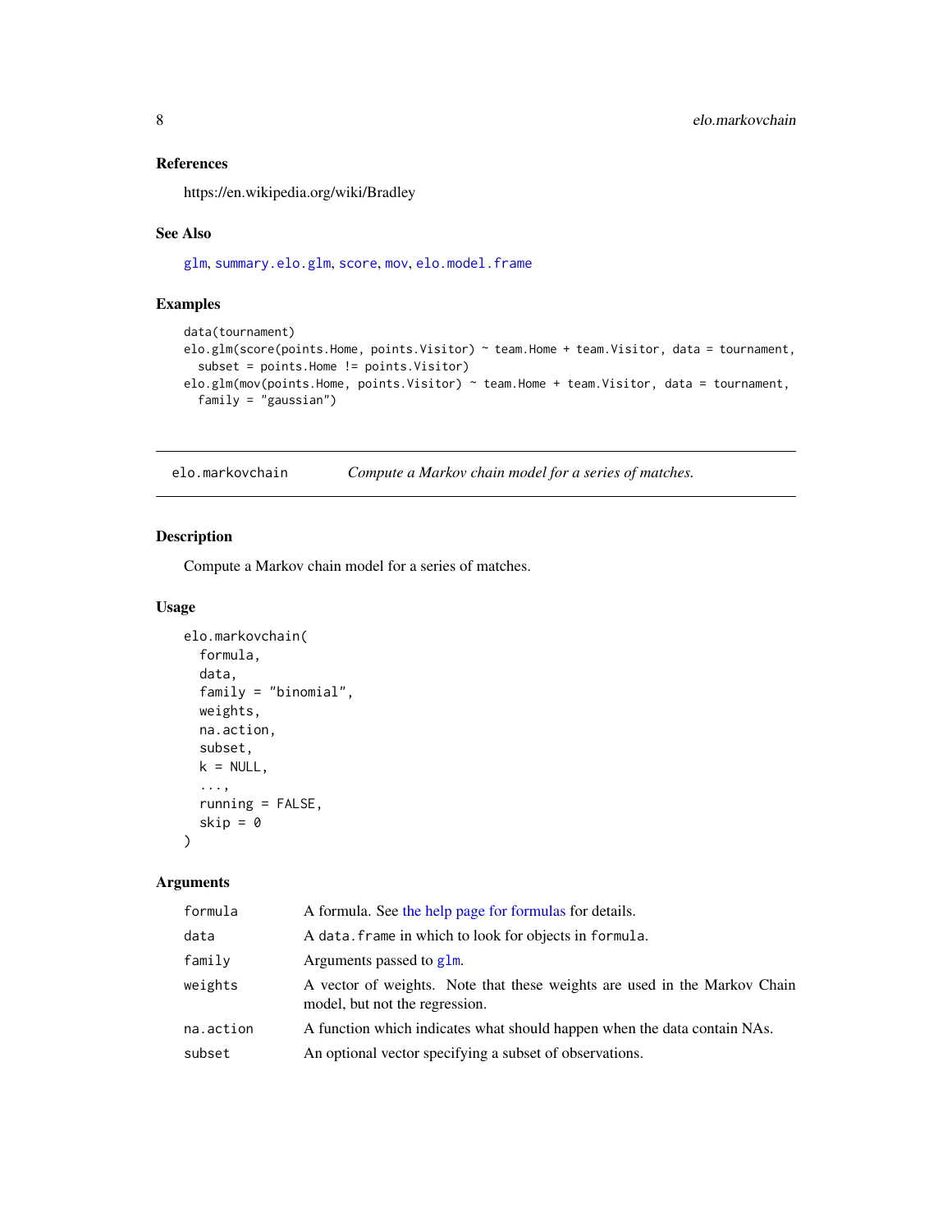### References

https://en.wikipedia.org/wiki/Bradley

### See Also

glm, summary.elo.glm, score, mov, elo.model.frame

### Examples

```
data(tournament)
elo.glm(score(points.Home, points.Visitor) ~ team.Home + team.Visitor, data = tournament,
  subset = points.Home != points.Visitor)
elo.glm(mov(points.Home, points.Visitor) ~ team.Home + team.Visitor, data = tournament,
  family = "gaussian")
```

---

## elo.markovchain — *Compute a Markov chain model for a series of matches.*

---

### Description

Compute a Markov chain model for a series of matches.

### Usage

```
elo.markovchain(
  formula,
  data,
  family = "binomial",
  weights,
  na.action,
  subset,
  k = NULL,
  ...,
  running = FALSE,
  skip = 0
)
```

### Arguments

| | |
|---|---|
| formula | A formula. See the help page for formulas for details. |
| data | A data.frame in which to look for objects in formula. |
| family | Arguments passed to glm. |
| weights | A vector of weights. Note that these weights are used in the Markov Chain model, but not the regression. |
| na.action | A function which indicates what should happen when the data contain NAs. |
| subset | An optional vector specifying a subset of observations. |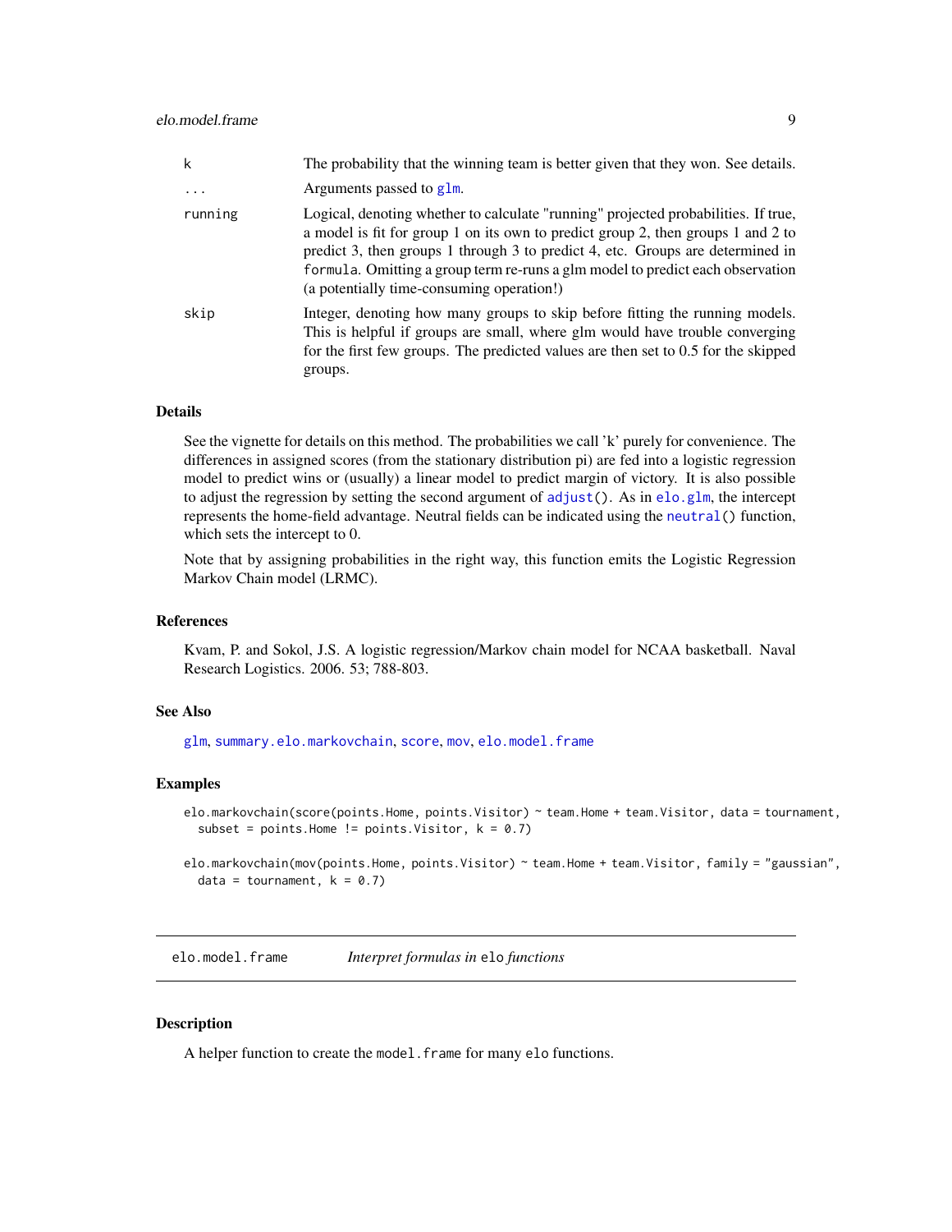| | |
|---|---|
| `k` | The probability that the winning team is better given that they won. See details. |
| `...` | Arguments passed to `glm`. |
| `running` | Logical, denoting whether to calculate "running" projected probabilities. If true, a model is fit for group 1 on its own to predict group 2, then groups 1 and 2 to predict 3, then groups 1 through 3 to predict 4, etc. Groups are determined in `formula`. Omitting a group term re-runs a glm model to predict each observation (a potentially time-consuming operation!) |
| `skip` | Integer, denoting how many groups to skip before fitting the running models. This is helpful if groups are small, where glm would have trouble converging for the first few groups. The predicted values are then set to 0.5 for the skipped groups. |

### Details

See the vignette for details on this method. The probabilities we call 'k' purely for convenience. The differences in assigned scores (from the stationary distribution pi) are fed into a logistic regression model to predict wins or (usually) a linear model to predict margin of victory. It is also possible to adjust the regression by setting the second argument of `adjust()`. As in `elo.glm`, the intercept represents the home-field advantage. Neutral fields can be indicated using the `neutral()` function, which sets the intercept to 0.

Note that by assigning probabilities in the right way, this function emits the Logistic Regression Markov Chain model (LRMC).

### References

Kvam, P. and Sokol, J.S. A logistic regression/Markov chain model for NCAA basketball. Naval Research Logistics. 2006. 53; 788-803.

### See Also

`glm`, `summary.elo.markovchain`, `score`, `mov`, `elo.model.frame`

### Examples

```
elo.markovchain(score(points.Home, points.Visitor) ~ team.Home + team.Visitor, data = tournament,
  subset = points.Home != points.Visitor, k = 0.7)

elo.markovchain(mov(points.Home, points.Visitor) ~ team.Home + team.Visitor, family = "gaussian",
  data = tournament, k = 0.7)
```

---

## elo.model.frame — *Interpret formulas in* `elo` *functions*

### Description

A helper function to create the `model.frame` for many `elo` functions.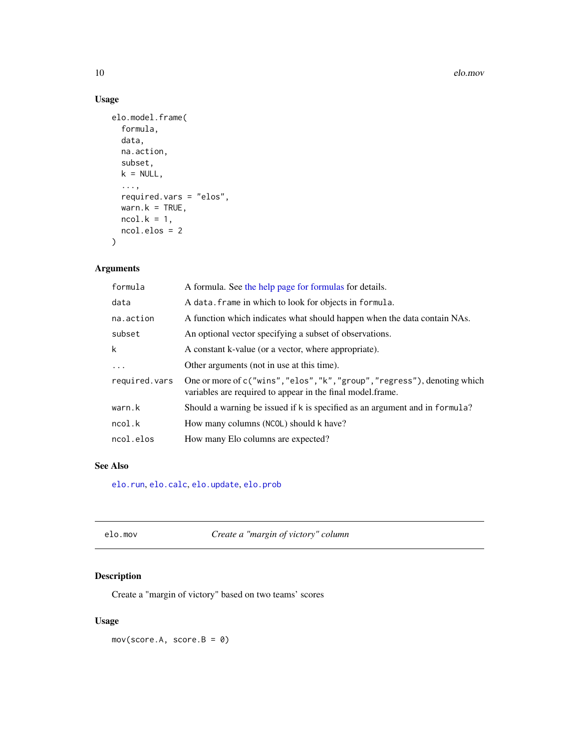## Usage

```
elo.model.frame(
  formula,
  data,
  na.action,
  subset,
  k = NULL,
  ...,
  required.vars = "elos",
  warn.k = TRUE,
  ncol.k = 1,
  ncol.elos = 2
)
```

## Arguments

| | |
|---|---|
| `formula` | A formula. See the help page for formulas for details. |
| `data` | A `data.frame` in which to look for objects in `formula`. |
| `na.action` | A function which indicates what should happen when the data contain NAs. |
| `subset` | An optional vector specifying a subset of observations. |
| `k` | A constant k-value (or a vector, where appropriate). |
| `...` | Other arguments (not in use at this time). |
| `required.vars` | One or more of `c("wins","elos","k","group","regress")`, denoting which variables are required to appear in the final model.frame. |
| `warn.k` | Should a warning be issued if `k` is specified as an argument and in `formula`? |
| `ncol.k` | How many columns (`NCOL`) should `k` have? |
| `ncol.elos` | How many Elo columns are expected? |

## See Also

`elo.run`, `elo.calc`, `elo.update`, `elo.prob`

---

# elo.mov — *Create a "margin of victory" column*

## Description

Create a "margin of victory" based on two teams' scores

## Usage

```
mov(score.A, score.B = 0)
```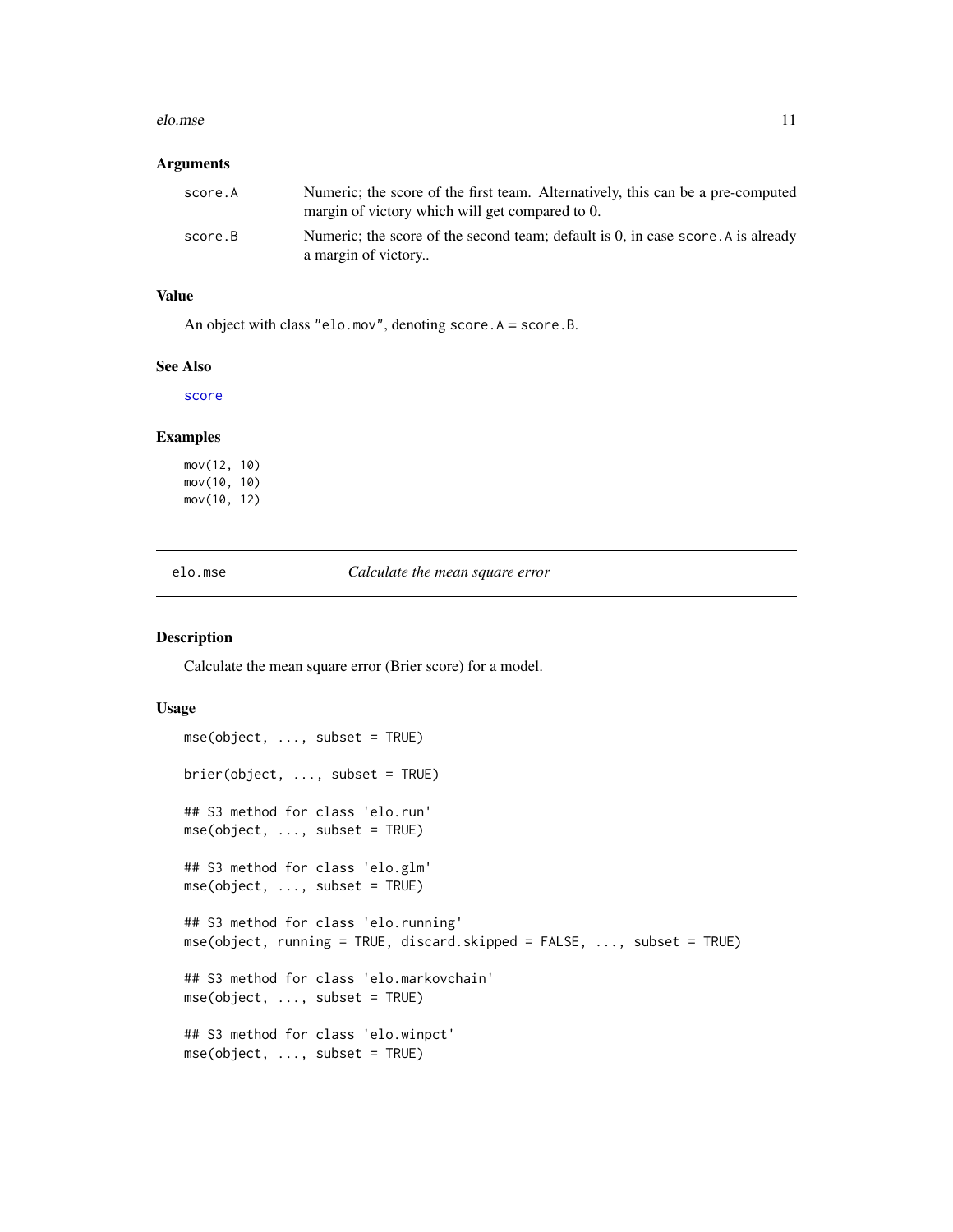### Arguments

| | |
|---|---|
| score.A | Numeric; the score of the first team. Alternatively, this can be a pre-computed margin of victory which will get compared to 0. |
| score.B | Numeric; the score of the second team; default is 0, in case score.A is already a margin of victory.. |

### Value

An object with class "elo.mov", denoting score.A = score.B.

### See Also

score

### Examples

```
mov(12, 10)
mov(10, 10)
mov(10, 12)
```

---

## elo.mse *Calculate the mean square error*

### Description

Calculate the mean square error (Brier score) for a model.

### Usage

```
mse(object, ..., subset = TRUE)

brier(object, ..., subset = TRUE)

## S3 method for class 'elo.run'
mse(object, ..., subset = TRUE)

## S3 method for class 'elo.glm'
mse(object, ..., subset = TRUE)

## S3 method for class 'elo.running'
mse(object, running = TRUE, discard.skipped = FALSE, ..., subset = TRUE)

## S3 method for class 'elo.markovchain'
mse(object, ..., subset = TRUE)

## S3 method for class 'elo.winpct'
mse(object, ..., subset = TRUE)
```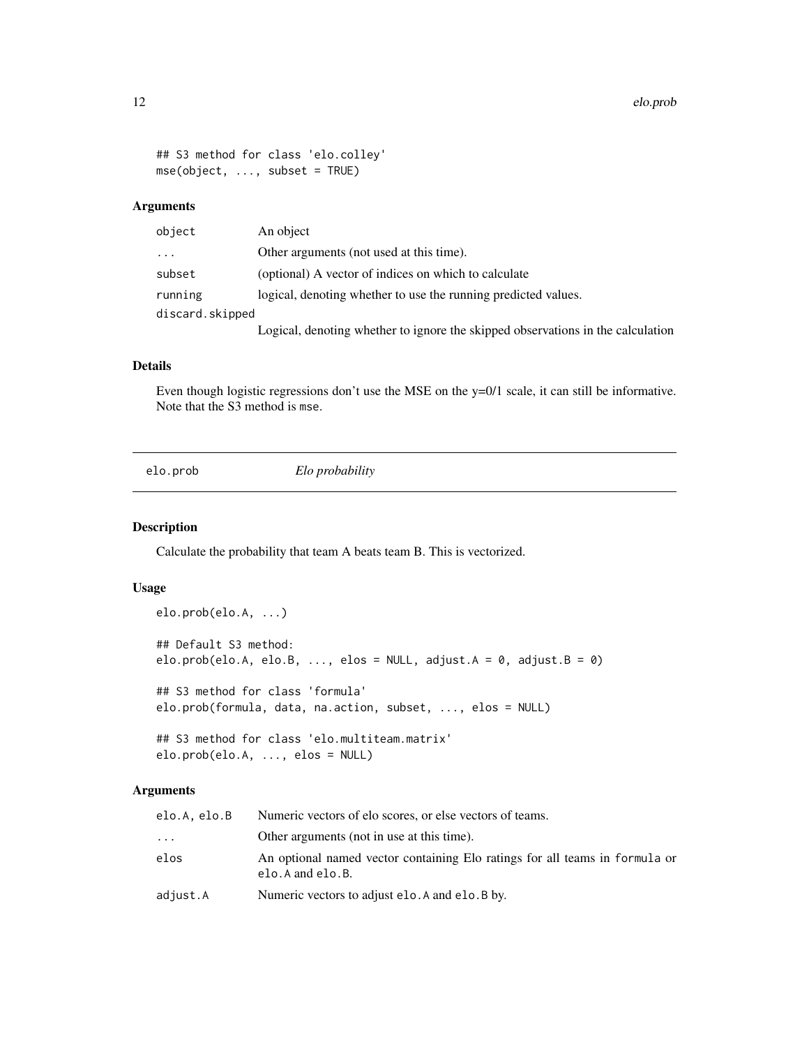```
## S3 method for class 'elo.colley'
mse(object, ..., subset = TRUE)
```

### Arguments

| | |
|---|---|
| object | An object |
| ... | Other arguments (not used at this time). |
| subset | (optional) A vector of indices on which to calculate |
| running | logical, denoting whether to use the running predicted values. |
| discard.skipped | Logical, denoting whether to ignore the skipped observations in the calculation |

### Details

Even though logistic regressions don't use the MSE on the y=0/1 scale, it can still be informative. Note that the S3 method is `mse`.

---

## elo.prob *Elo probability*

---

### Description

Calculate the probability that team A beats team B. This is vectorized.

### Usage

```
elo.prob(elo.A, ...)

## Default S3 method:
elo.prob(elo.A, elo.B, ..., elos = NULL, adjust.A = 0, adjust.B = 0)

## S3 method for class 'formula'
elo.prob(formula, data, na.action, subset, ..., elos = NULL)

## S3 method for class 'elo.multiteam.matrix'
elo.prob(elo.A, ..., elos = NULL)
```

### Arguments

| | |
|---|---|
| elo.A, elo.B | Numeric vectors of elo scores, or else vectors of teams. |
| ... | Other arguments (not in use at this time). |
| elos | An optional named vector containing Elo ratings for all teams in `formula` or `elo.A` and `elo.B`. |
| adjust.A | Numeric vectors to adjust `elo.A` and `elo.B` by. |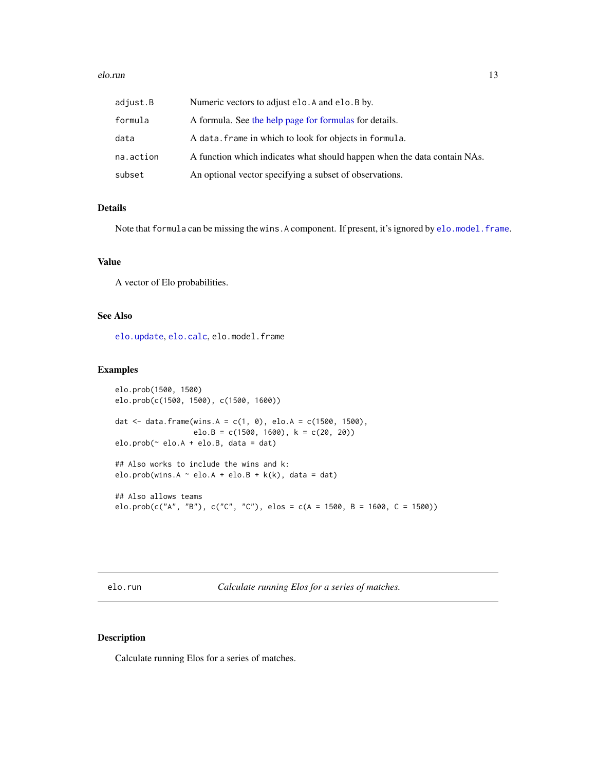| | |
|---|---|
| adjust.B | Numeric vectors to adjust elo.A and elo.B by. |
| formula | A formula. See the help page for formulas for details. |
| data | A data.frame in which to look for objects in formula. |
| na.action | A function which indicates what should happen when the data contain NAs. |
| subset | An optional vector specifying a subset of observations. |

### Details

Note that formula can be missing the wins.A component. If present, it's ignored by elo.model.frame.

### Value

A vector of Elo probabilities.

### See Also

elo.update, elo.calc, elo.model.frame

### Examples

```
elo.prob(1500, 1500)
elo.prob(c(1500, 1500), c(1500, 1600))

dat <- data.frame(wins.A = c(1, 0), elo.A = c(1500, 1500),
                  elo.B = c(1500, 1600), k = c(20, 20))
elo.prob(~ elo.A + elo.B, data = dat)

## Also works to include the wins and k:
elo.prob(wins.A ~ elo.A + elo.B + k(k), data = dat)

## Also allows teams
elo.prob(c("A", "B"), c("C", "C"), elos = c(A = 1500, B = 1600, C = 1500))
```

---

## elo.run — *Calculate running Elos for a series of matches.*

### Description

Calculate running Elos for a series of matches.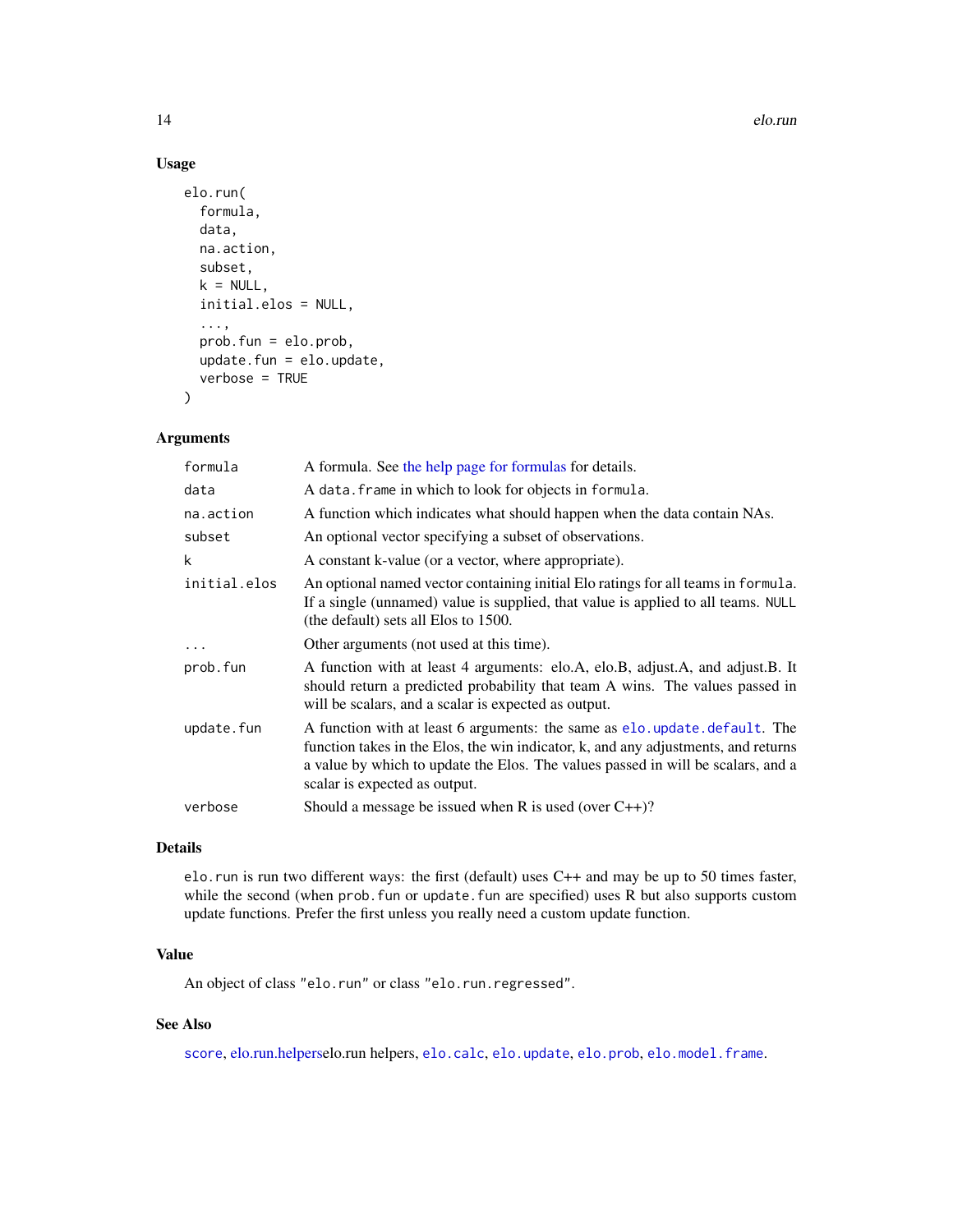### Usage

```
elo.run(
  formula,
  data,
  na.action,
  subset,
  k = NULL,
  initial.elos = NULL,
  ...,
  prob.fun = elo.prob,
  update.fun = elo.update,
  verbose = TRUE
)
```

### Arguments

| | |
|---|---|
| `formula` | A formula. See the help page for formulas for details. |
| `data` | A `data.frame` in which to look for objects in `formula`. |
| `na.action` | A function which indicates what should happen when the data contain NAs. |
| `subset` | An optional vector specifying a subset of observations. |
| `k` | A constant k-value (or a vector, where appropriate). |
| `initial.elos` | An optional named vector containing initial Elo ratings for all teams in `formula`. If a single (unnamed) value is supplied, that value is applied to all teams. `NULL` (the default) sets all Elos to 1500. |
| `...` | Other arguments (not used at this time). |
| `prob.fun` | A function with at least 4 arguments: elo.A, elo.B, adjust.A, and adjust.B. It should return a predicted probability that team A wins. The values passed in will be scalars, and a scalar is expected as output. |
| `update.fun` | A function with at least 6 arguments: the same as `elo.update.default`. The function takes in the Elos, the win indicator, k, and any adjustments, and returns a value by which to update the Elos. The values passed in will be scalars, and a scalar is expected as output. |
| `verbose` | Should a message be issued when R is used (over C++)? |

### Details

`elo.run` is run two different ways: the first (default) uses C++ and may be up to 50 times faster, while the second (when `prob.fun` or `update.fun` are specified) uses R but also supports custom update functions. Prefer the first unless you really need a custom update function.

### Value

An object of class `"elo.run"` or class `"elo.run.regressed"`.

### See Also

`score`, elo.run.helperselo.run helpers, `elo.calc`, `elo.update`, `elo.prob`, `elo.model.frame`.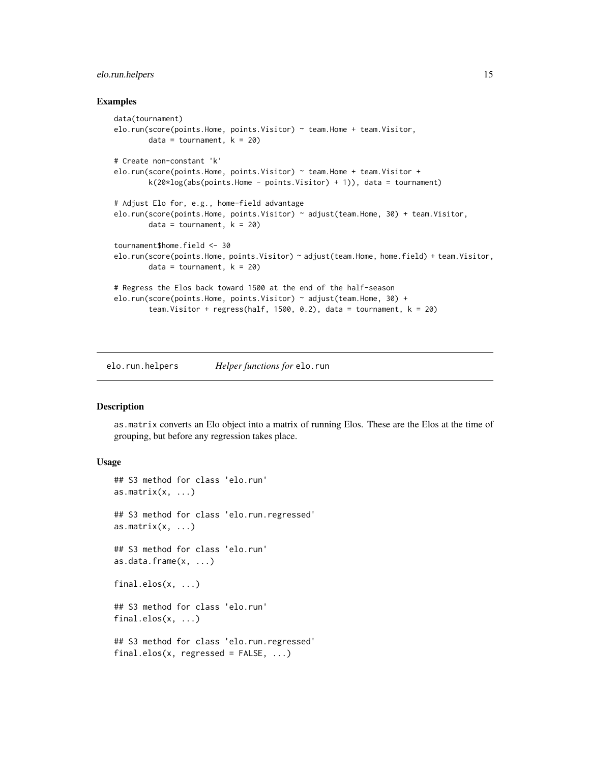## Examples

```
data(tournament)
elo.run(score(points.Home, points.Visitor) ~ team.Home + team.Visitor,
        data = tournament, k = 20)

# Create non-constant 'k'
elo.run(score(points.Home, points.Visitor) ~ team.Home + team.Visitor +
        k(20*log(abs(points.Home - points.Visitor) + 1)), data = tournament)

# Adjust Elo for, e.g., home-field advantage
elo.run(score(points.Home, points.Visitor) ~ adjust(team.Home, 30) + team.Visitor,
        data = tournament, k = 20)

tournament$home.field <- 30
elo.run(score(points.Home, points.Visitor) ~ adjust(team.Home, home.field) + team.Visitor,
        data = tournament, k = 20)

# Regress the Elos back toward 1500 at the end of the half-season
elo.run(score(points.Home, points.Visitor) ~ adjust(team.Home, 30) +
        team.Visitor + regress(half, 1500, 0.2), data = tournament, k = 20)
```

---

# elo.run.helpers — *Helper functions for* `elo.run`

## Description

`as.matrix` converts an Elo object into a matrix of running Elos. These are the Elos at the time of grouping, but before any regression takes place.

## Usage

```
## S3 method for class 'elo.run'
as.matrix(x, ...)

## S3 method for class 'elo.run.regressed'
as.matrix(x, ...)

## S3 method for class 'elo.run'
as.data.frame(x, ...)

final.elos(x, ...)

## S3 method for class 'elo.run'
final.elos(x, ...)

## S3 method for class 'elo.run.regressed'
final.elos(x, regressed = FALSE, ...)
```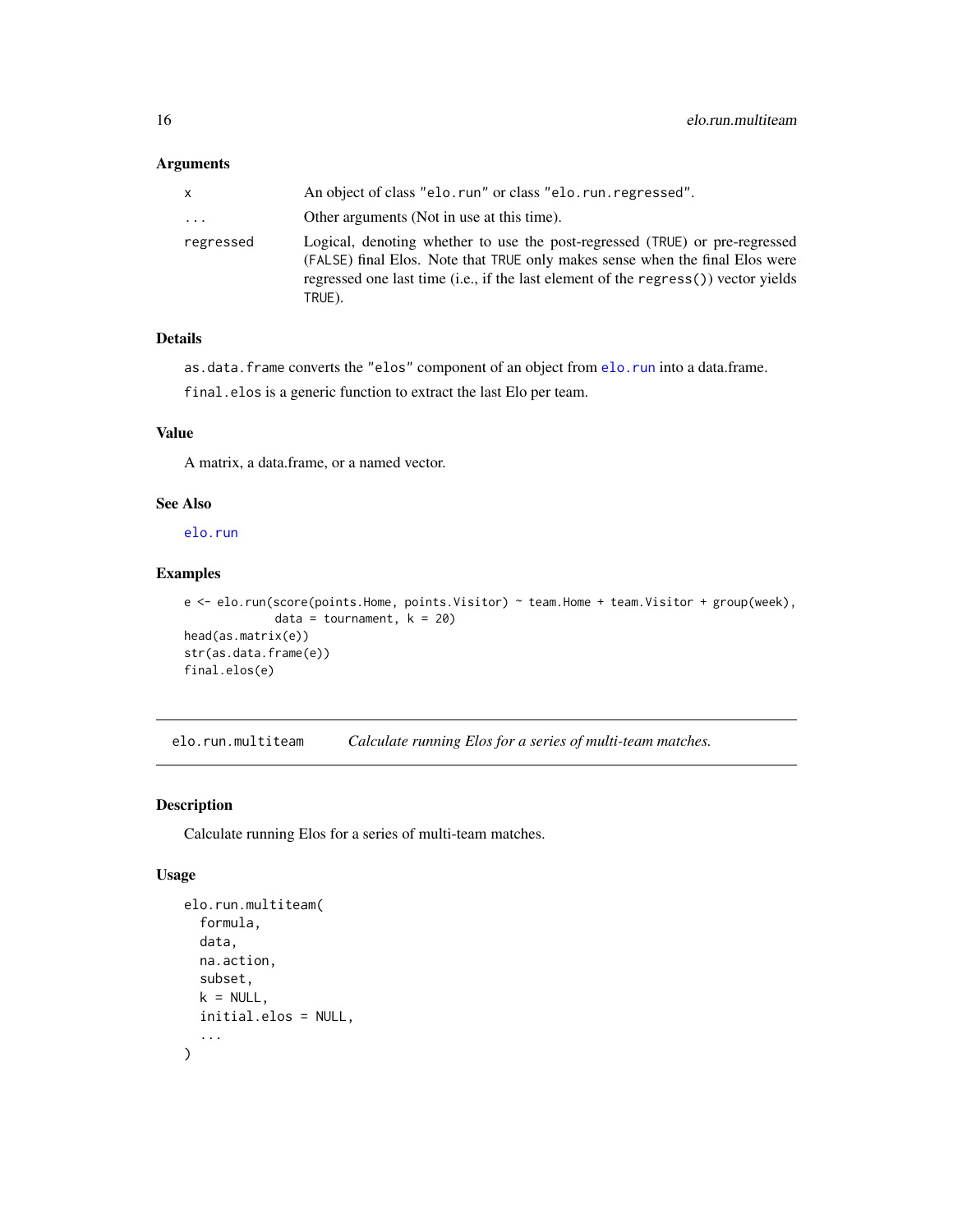### Arguments

| | |
|---|---|
| x | An object of class "elo.run" or class "elo.run.regressed". |
| ... | Other arguments (Not in use at this time). |
| regressed | Logical, denoting whether to use the post-regressed (TRUE) or pre-regressed (FALSE) final Elos. Note that TRUE only makes sense when the final Elos were regressed one last time (i.e., if the last element of the regress()) vector yields TRUE). |

### Details

as.data.frame converts the "elos" component of an object from elo.run into a data.frame.

final.elos is a generic function to extract the last Elo per team.

### Value

A matrix, a data.frame, or a named vector.

### See Also

elo.run

### Examples

```
e <- elo.run(score(points.Home, points.Visitor) ~ team.Home + team.Visitor + group(week),
            data = tournament, k = 20)
head(as.matrix(e))
str(as.data.frame(e))
final.elos(e)
```

---

## elo.run.multiteam — *Calculate running Elos for a series of multi-team matches.*

### Description

Calculate running Elos for a series of multi-team matches.

### Usage

```
elo.run.multiteam(
  formula,
  data,
  na.action,
  subset,
  k = NULL,
  initial.elos = NULL,
  ...
)
```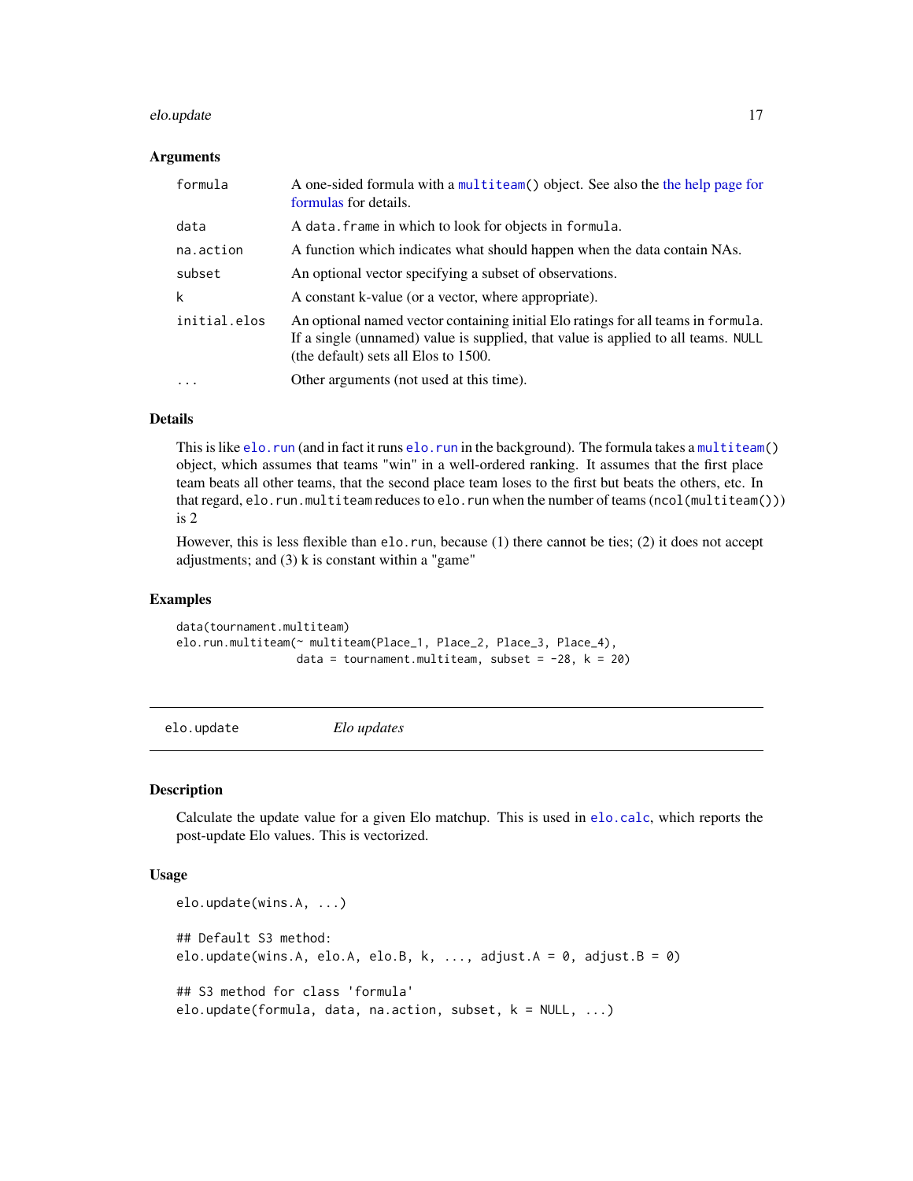### Arguments

| | |
|---|---|
| `formula` | A one-sided formula with a `multiteam()` object. See also the the help page for formulas for details. |
| `data` | A `data.frame` in which to look for objects in `formula`. |
| `na.action` | A function which indicates what should happen when the data contain NAs. |
| `subset` | An optional vector specifying a subset of observations. |
| `k` | A constant k-value (or a vector, where appropriate). |
| `initial.elos` | An optional named vector containing initial Elo ratings for all teams in `formula`. If a single (unnamed) value is supplied, that value is applied to all teams. `NULL` (the default) sets all Elos to 1500. |
| `...` | Other arguments (not used at this time). |

### Details

This is like `elo.run` (and in fact it runs `elo.run` in the background). The formula takes a `multiteam()` object, which assumes that teams "win" in a well-ordered ranking. It assumes that the first place team beats all other teams, that the second place team loses to the first but beats the others, etc. In that regard, `elo.run.multiteam` reduces to `elo.run` when the number of teams (`ncol(multiteam())`) is 2

However, this is less flexible than `elo.run`, because (1) there cannot be ties; (2) it does not accept adjustments; and (3) k is constant within a "game"

### Examples

```
data(tournament.multiteam)
elo.run.multiteam(~ multiteam(Place_1, Place_2, Place_3, Place_4),
                  data = tournament.multiteam, subset = -28, k = 20)
```

---

## `elo.update` *Elo updates*

---

### Description

Calculate the update value for a given Elo matchup. This is used in `elo.calc`, which reports the post-update Elo values. This is vectorized.

### Usage

```
elo.update(wins.A, ...)

## Default S3 method:
elo.update(wins.A, elo.A, elo.B, k, ..., adjust.A = 0, adjust.B = 0)

## S3 method for class 'formula'
elo.update(formula, data, na.action, subset, k = NULL, ...)
```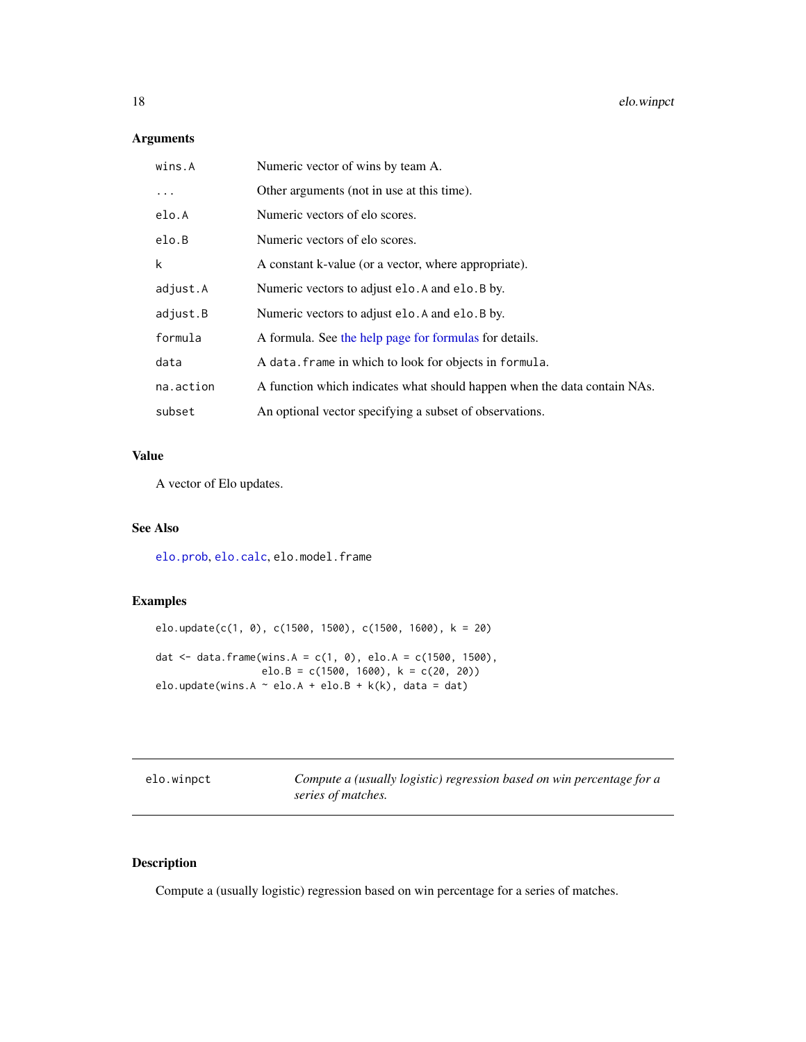### Arguments

| | |
|---|---|
| `wins.A` | Numeric vector of wins by team A. |
| `...` | Other arguments (not in use at this time). |
| `elo.A` | Numeric vectors of elo scores. |
| `elo.B` | Numeric vectors of elo scores. |
| `k` | A constant k-value (or a vector, where appropriate). |
| `adjust.A` | Numeric vectors to adjust `elo.A` and `elo.B` by. |
| `adjust.B` | Numeric vectors to adjust `elo.A` and `elo.B` by. |
| `formula` | A formula. See the help page for formulas for details. |
| `data` | A `data.frame` in which to look for objects in `formula`. |
| `na.action` | A function which indicates what should happen when the data contain NAs. |
| `subset` | An optional vector specifying a subset of observations. |

### Value

A vector of Elo updates.

### See Also

`elo.prob`, `elo.calc`, `elo.model.frame`

### Examples

```
elo.update(c(1, 0), c(1500, 1500), c(1500, 1600), k = 20)

dat <- data.frame(wins.A = c(1, 0), elo.A = c(1500, 1500),
                  elo.B = c(1500, 1600), k = c(20, 20))
elo.update(wins.A ~ elo.A + elo.B + k(k), data = dat)
```

---

## elo.winpct — *Compute a (usually logistic) regression based on win percentage for a series of matches.*

---

### Description

Compute a (usually logistic) regression based on win percentage for a series of matches.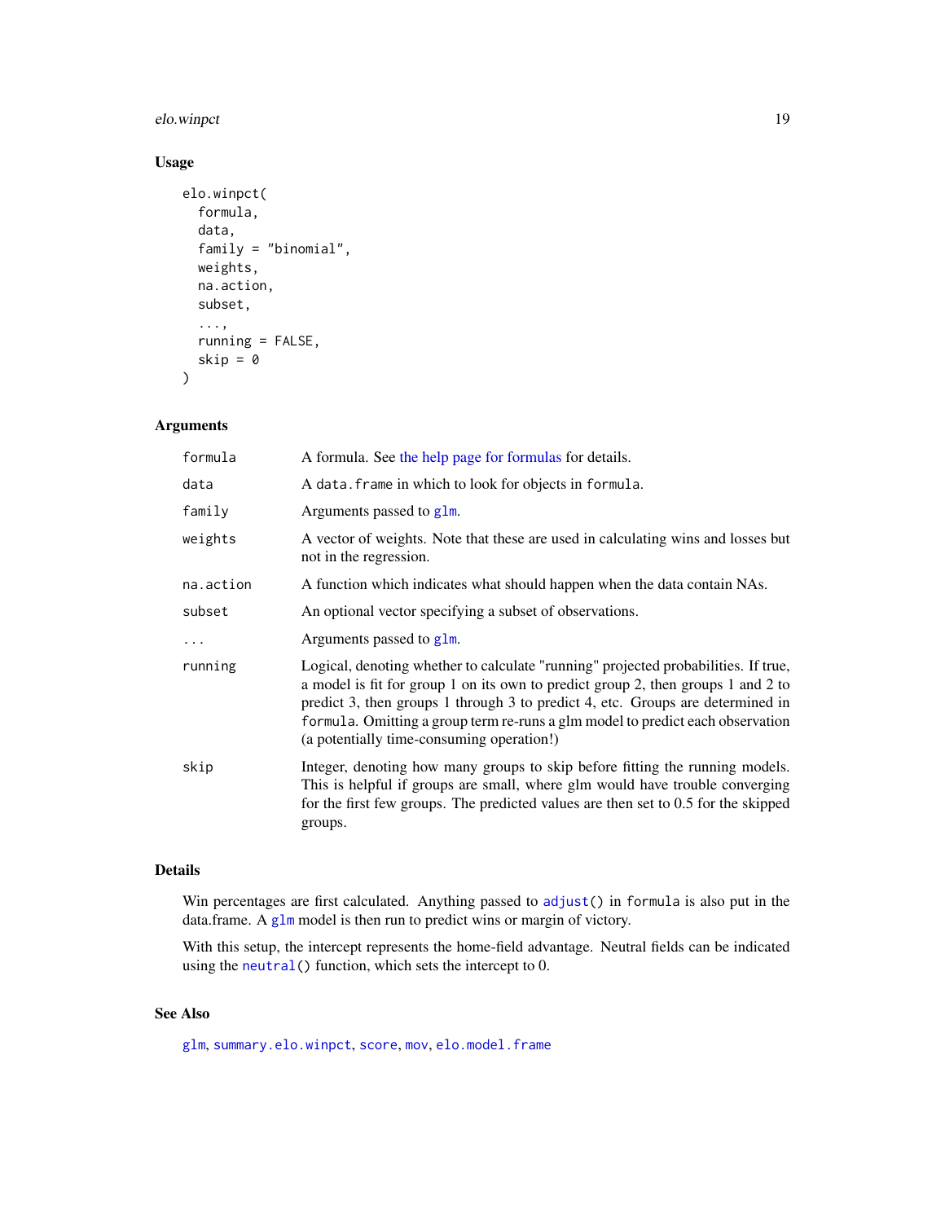## Usage

```
elo.winpct(
  formula,
  data,
  family = "binomial",
  weights,
  na.action,
  subset,
  ...,
  running = FALSE,
  skip = 0
)
```

## Arguments

| | |
|---|---|
| `formula` | A formula. See the help page for formulas for details. |
| `data` | A `data.frame` in which to look for objects in `formula`. |
| `family` | Arguments passed to `glm`. |
| `weights` | A vector of weights. Note that these are used in calculating wins and losses but not in the regression. |
| `na.action` | A function which indicates what should happen when the data contain NAs. |
| `subset` | An optional vector specifying a subset of observations. |
| `...` | Arguments passed to `glm`. |
| `running` | Logical, denoting whether to calculate "running" projected probabilities. If true, a model is fit for group 1 on its own to predict group 2, then groups 1 and 2 to predict 3, then groups 1 through 3 to predict 4, etc. Groups are determined in `formula`. Omitting a group term re-runs a glm model to predict each observation (a potentially time-consuming operation!) |
| `skip` | Integer, denoting how many groups to skip before fitting the running models. This is helpful if groups are small, where glm would have trouble converging for the first few groups. The predicted values are then set to 0.5 for the skipped groups. |

## Details

Win percentages are first calculated. Anything passed to `adjust()` in `formula` is also put in the data.frame. A `glm` model is then run to predict wins or margin of victory.

With this setup, the intercept represents the home-field advantage. Neutral fields can be indicated using the `neutral()` function, which sets the intercept to 0.

## See Also

`glm`, `summary.elo.winpct`, `score`, `mov`, `elo.model.frame`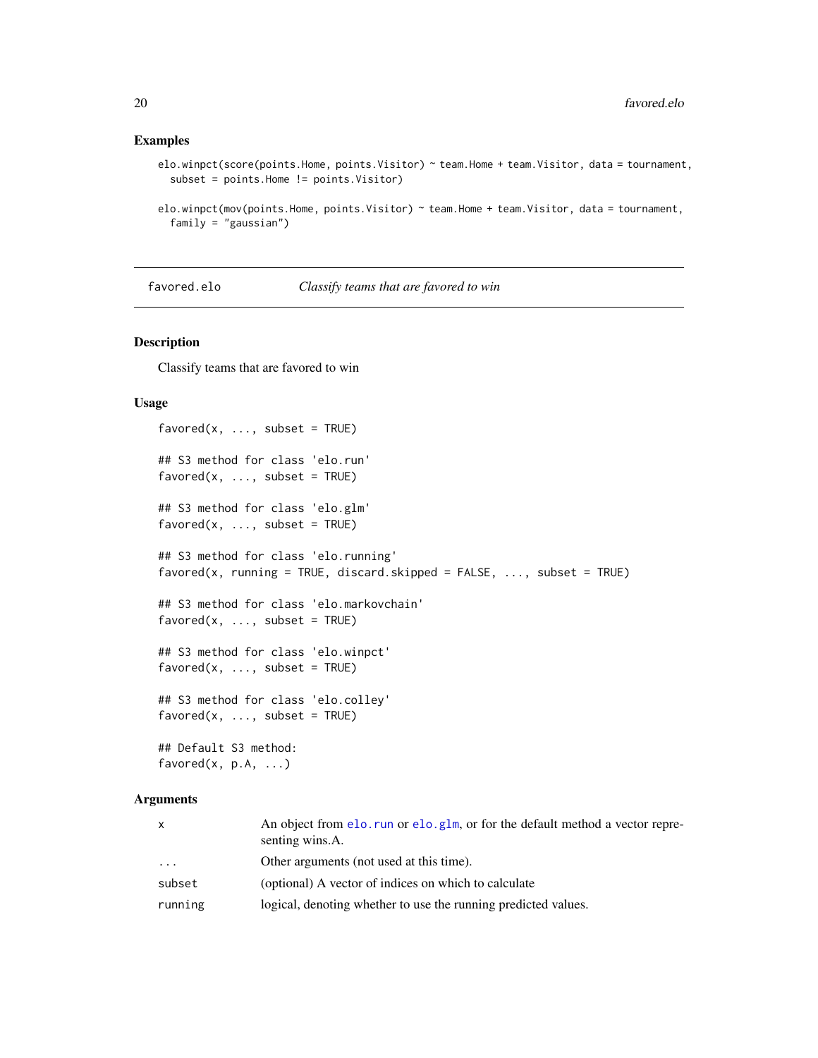### Examples

```
elo.winpct(score(points.Home, points.Visitor) ~ team.Home + team.Visitor, data = tournament,
  subset = points.Home != points.Visitor)

elo.winpct(mov(points.Home, points.Visitor) ~ team.Home + team.Visitor, data = tournament,
  family = "gaussian")
```

---

## favored.elo *Classify teams that are favored to win*

---

### Description

Classify teams that are favored to win

### Usage

```
favored(x, ..., subset = TRUE)

## S3 method for class 'elo.run'
favored(x, ..., subset = TRUE)

## S3 method for class 'elo.glm'
favored(x, ..., subset = TRUE)

## S3 method for class 'elo.running'
favored(x, running = TRUE, discard.skipped = FALSE, ..., subset = TRUE)

## S3 method for class 'elo.markovchain'
favored(x, ..., subset = TRUE)

## S3 method for class 'elo.winpct'
favored(x, ..., subset = TRUE)

## S3 method for class 'elo.colley'
favored(x, ..., subset = TRUE)

## Default S3 method:
favored(x, p.A, ...)
```

### Arguments

| | |
|---|---|
| x | An object from elo.run or elo.glm, or for the default method a vector representing wins.A. |
| ... | Other arguments (not used at this time). |
| subset | (optional) A vector of indices on which to calculate |
| running | logical, denoting whether to use the running predicted values. |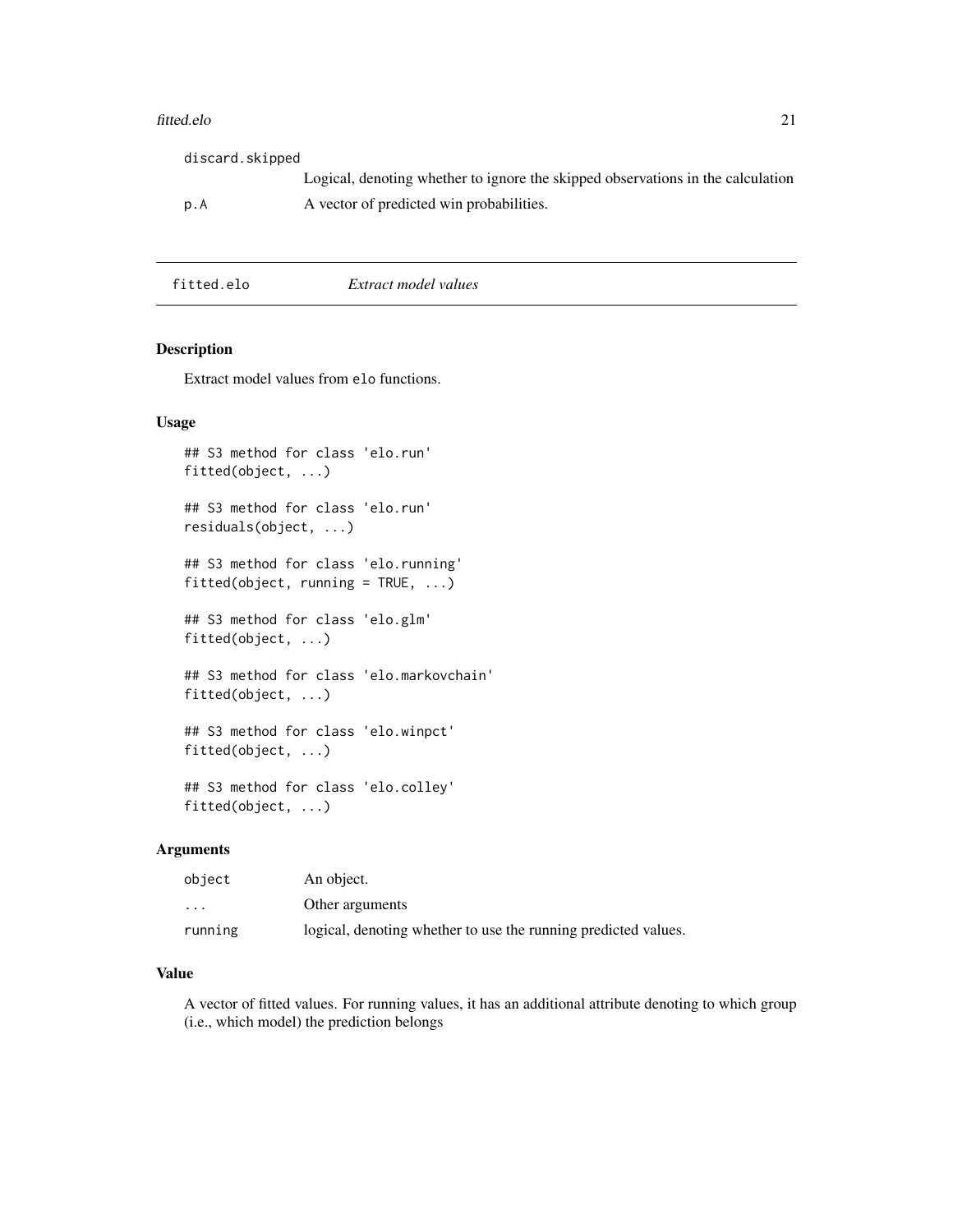| | |
|---|---|
| discard.skipped | Logical, denoting whether to ignore the skipped observations in the calculation |
| p.A | A vector of predicted win probabilities. |

## fitted.elo *Extract model values*

### Description

Extract model values from elo functions.

### Usage

```
## S3 method for class 'elo.run'
fitted(object, ...)

## S3 method for class 'elo.run'
residuals(object, ...)

## S3 method for class 'elo.running'
fitted(object, running = TRUE, ...)

## S3 method for class 'elo.glm'
fitted(object, ...)

## S3 method for class 'elo.markovchain'
fitted(object, ...)

## S3 method for class 'elo.winpct'
fitted(object, ...)

## S3 method for class 'elo.colley'
fitted(object, ...)
```

### Arguments

| | |
|---|---|
| object | An object. |
| ... | Other arguments |
| running | logical, denoting whether to use the running predicted values. |

### Value

A vector of fitted values. For running values, it has an additional attribute denoting to which group (i.e., which model) the prediction belongs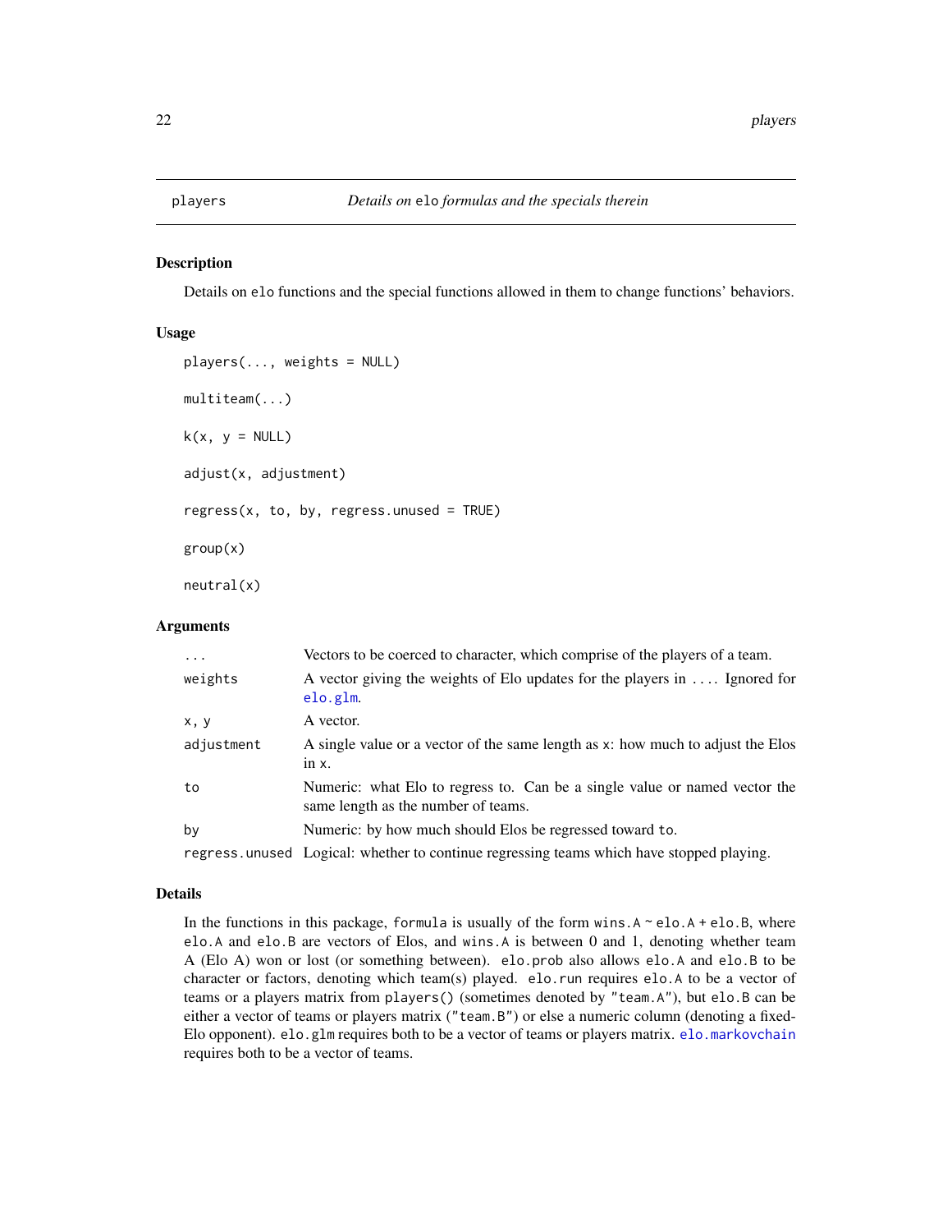players *Details on* `elo` *formulas and the specials therein*

## Description

Details on `elo` functions and the special functions allowed in them to change functions' behaviors.

## Usage

```
players(..., weights = NULL)

multiteam(...)

k(x, y = NULL)

adjust(x, adjustment)

regress(x, to, by, regress.unused = TRUE)

group(x)

neutral(x)
```

## Arguments

| | |
|---|---|
| `...` | Vectors to be coerced to character, which comprise of the players of a team. |
| `weights` | A vector giving the weights of Elo updates for the players in `...`. Ignored for `elo.glm`. |
| `x, y` | A vector. |
| `adjustment` | A single value or a vector of the same length as `x`: how much to adjust the Elos in `x`. |
| `to` | Numeric: what Elo to regress to. Can be a single value or named vector the same length as the number of teams. |
| `by` | Numeric: by how much should Elos be regressed toward `to`. |
| `regress.unused` | Logical: whether to continue regressing teams which have stopped playing. |

## Details

In the functions in this package, `formula` is usually of the form `wins.A ~ elo.A + elo.B`, where `elo.A` and `elo.B` are vectors of Elos, and `wins.A` is between 0 and 1, denoting whether team A (Elo A) won or lost (or something between). `elo.prob` also allows `elo.A` and `elo.B` to be character or factors, denoting which team(s) played. `elo.run` requires `elo.A` to be a vector of teams or a players matrix from `players()` (sometimes denoted by `"team.A"`), but `elo.B` can be either a vector of teams or players matrix (`"team.B"`) or else a numeric column (denoting a fixed-Elo opponent). `elo.glm` requires both to be a vector of teams or players matrix. `elo.markovchain` requires both to be a vector of teams.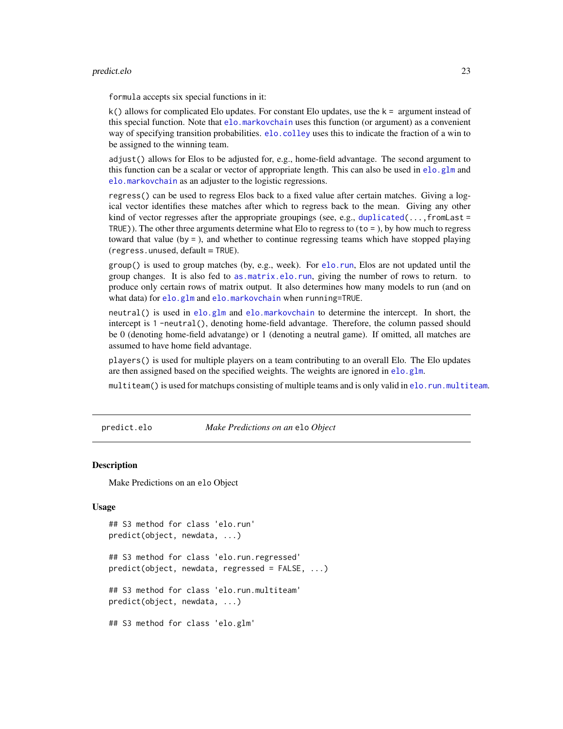`formula` accepts six special functions in it:

`k()` allows for complicated Elo updates. For constant Elo updates, use the `k =` argument instead of this special function. Note that `elo.markovchain` uses this function (or argument) as a convenient way of specifying transition probabilities. `elo.colley` uses this to indicate the fraction of a win to be assigned to the winning team.

`adjust()` allows for Elos to be adjusted for, e.g., home-field advantage. The second argument to this function can be a scalar or vector of appropriate length. This can also be used in `elo.glm` and `elo.markovchain` as an adjuster to the logistic regressions.

`regress()` can be used to regress Elos back to a fixed value after certain matches. Giving a logical vector identifies these matches after which to regress back to the mean. Giving any other kind of vector regresses after the appropriate groupings (see, e.g., `duplicated(...,fromLast = TRUE)`). The other three arguments determine what Elo to regress to (`to =` ), by how much to regress toward that value (`by =` ), and whether to continue regressing teams which have stopped playing (`regress.unused`, default = `TRUE`).

`group()` is used to group matches (by, e.g., week). For `elo.run`, Elos are not updated until the group changes. It is also fed to `as.matrix.elo.run`, giving the number of rows to return. to produce only certain rows of matrix output. It also determines how many models to run (and on what data) for `elo.glm` and `elo.markovchain` when `running=TRUE`.

`neutral()` is used in `elo.glm` and `elo.markovchain` to determine the intercept. In short, the intercept is `1 -neutral()`, denoting home-field advantage. Therefore, the column passed should be 0 (denoting home-field advatange) or 1 (denoting a neutral game). If omitted, all matches are assumed to have home field advantage.

`players()` is used for multiple players on a team contributing to an overall Elo. The Elo updates are then assigned based on the specified weights. The weights are ignored in `elo.glm`.

`multiteam()` is used for matchups consisting of multiple teams and is only valid in `elo.run.multiteam`.

---

## predict.elo — *Make Predictions on an `elo` Object*

### Description

Make Predictions on an `elo` Object

### Usage

```
## S3 method for class 'elo.run'
predict(object, newdata, ...)

## S3 method for class 'elo.run.regressed'
predict(object, newdata, regressed = FALSE, ...)

## S3 method for class 'elo.run.multiteam'
predict(object, newdata, ...)

## S3 method for class 'elo.glm'
```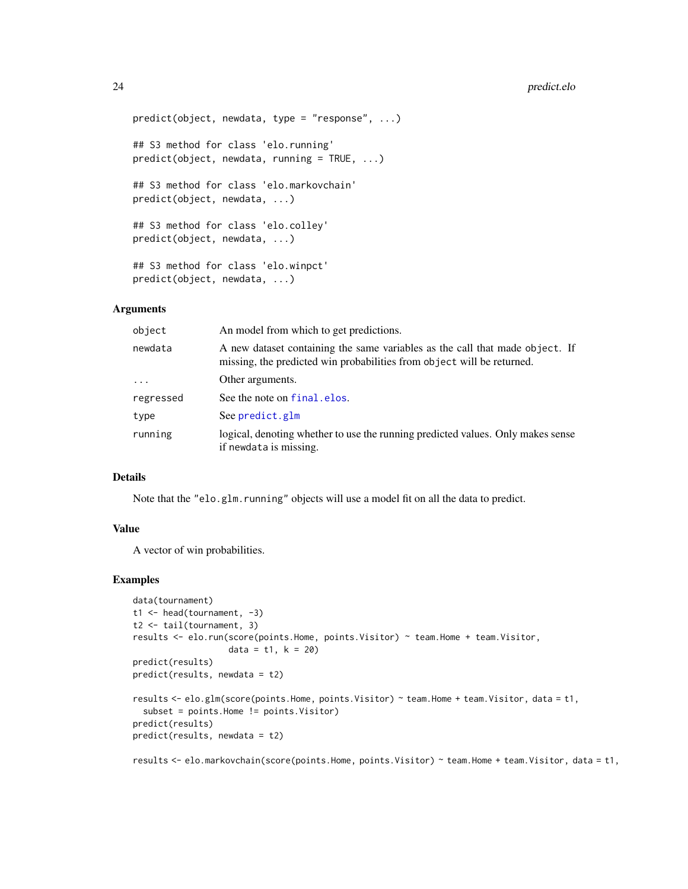```
predict(object, newdata, type = "response", ...)

## S3 method for class 'elo.running'
predict(object, newdata, running = TRUE, ...)

## S3 method for class 'elo.markovchain'
predict(object, newdata, ...)

## S3 method for class 'elo.colley'
predict(object, newdata, ...)

## S3 method for class 'elo.winpct'
predict(object, newdata, ...)
```

### Arguments

| | |
|---|---|
| object | An model from which to get predictions. |
| newdata | A new dataset containing the same variables as the call that made object. If missing, the predicted win probabilities from object will be returned. |
| ... | Other arguments. |
| regressed | See the note on final.elos. |
| type | See predict.glm |
| running | logical, denoting whether to use the running predicted values. Only makes sense if newdata is missing. |

### Details

Note that the "elo.glm.running" objects will use a model fit on all the data to predict.

### Value

A vector of win probabilities.

### Examples

```
data(tournament)
t1 <- head(tournament, -3)
t2 <- tail(tournament, 3)
results <- elo.run(score(points.Home, points.Visitor) ~ team.Home + team.Visitor,
                   data = t1, k = 20)
predict(results)
predict(results, newdata = t2)

results <- elo.glm(score(points.Home, points.Visitor) ~ team.Home + team.Visitor, data = t1,
  subset = points.Home != points.Visitor)
predict(results)
predict(results, newdata = t2)

results <- elo.markovchain(score(points.Home, points.Visitor) ~ team.Home + team.Visitor, data = t1,
```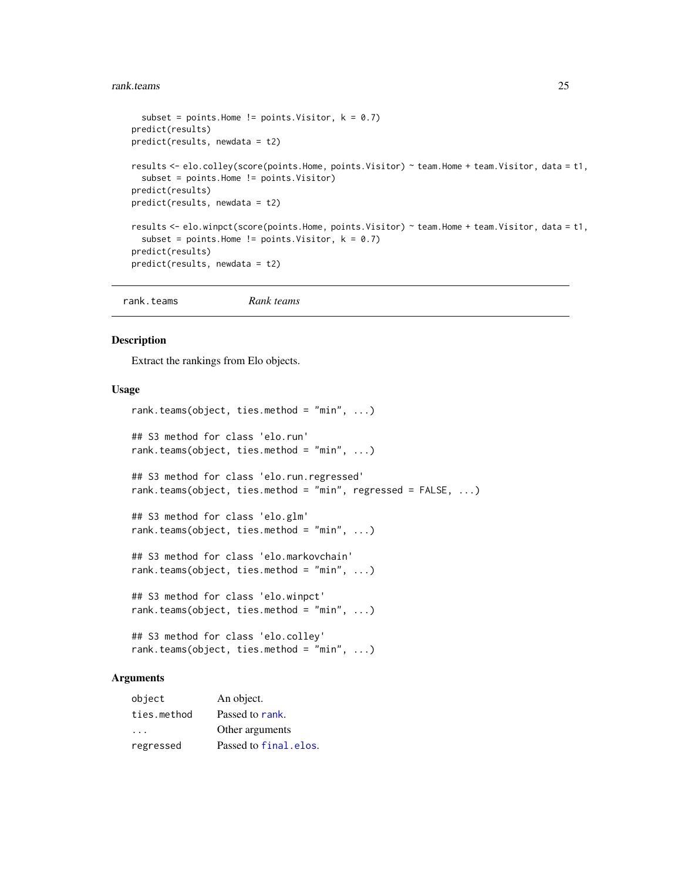```
  subset = points.Home != points.Visitor, k = 0.7)
predict(results)
predict(results, newdata = t2)

results <- elo.colley(score(points.Home, points.Visitor) ~ team.Home + team.Visitor, data = t1,
  subset = points.Home != points.Visitor)
predict(results)
predict(results, newdata = t2)

results <- elo.winpct(score(points.Home, points.Visitor) ~ team.Home + team.Visitor, data = t1,
  subset = points.Home != points.Visitor, k = 0.7)
predict(results)
predict(results, newdata = t2)
```

---

## rank.teams — *Rank teams*

### Description

Extract the rankings from Elo objects.

### Usage

```
rank.teams(object, ties.method = "min", ...)

## S3 method for class 'elo.run'
rank.teams(object, ties.method = "min", ...)

## S3 method for class 'elo.run.regressed'
rank.teams(object, ties.method = "min", regressed = FALSE, ...)

## S3 method for class 'elo.glm'
rank.teams(object, ties.method = "min", ...)

## S3 method for class 'elo.markovchain'
rank.teams(object, ties.method = "min", ...)

## S3 method for class 'elo.winpct'
rank.teams(object, ties.method = "min", ...)

## S3 method for class 'elo.colley'
rank.teams(object, ties.method = "min", ...)
```

### Arguments

| | |
|---|---|
| `object` | An object. |
| `ties.method` | Passed to `rank`. |
| `...` | Other arguments |
| `regressed` | Passed to `final.elos`. |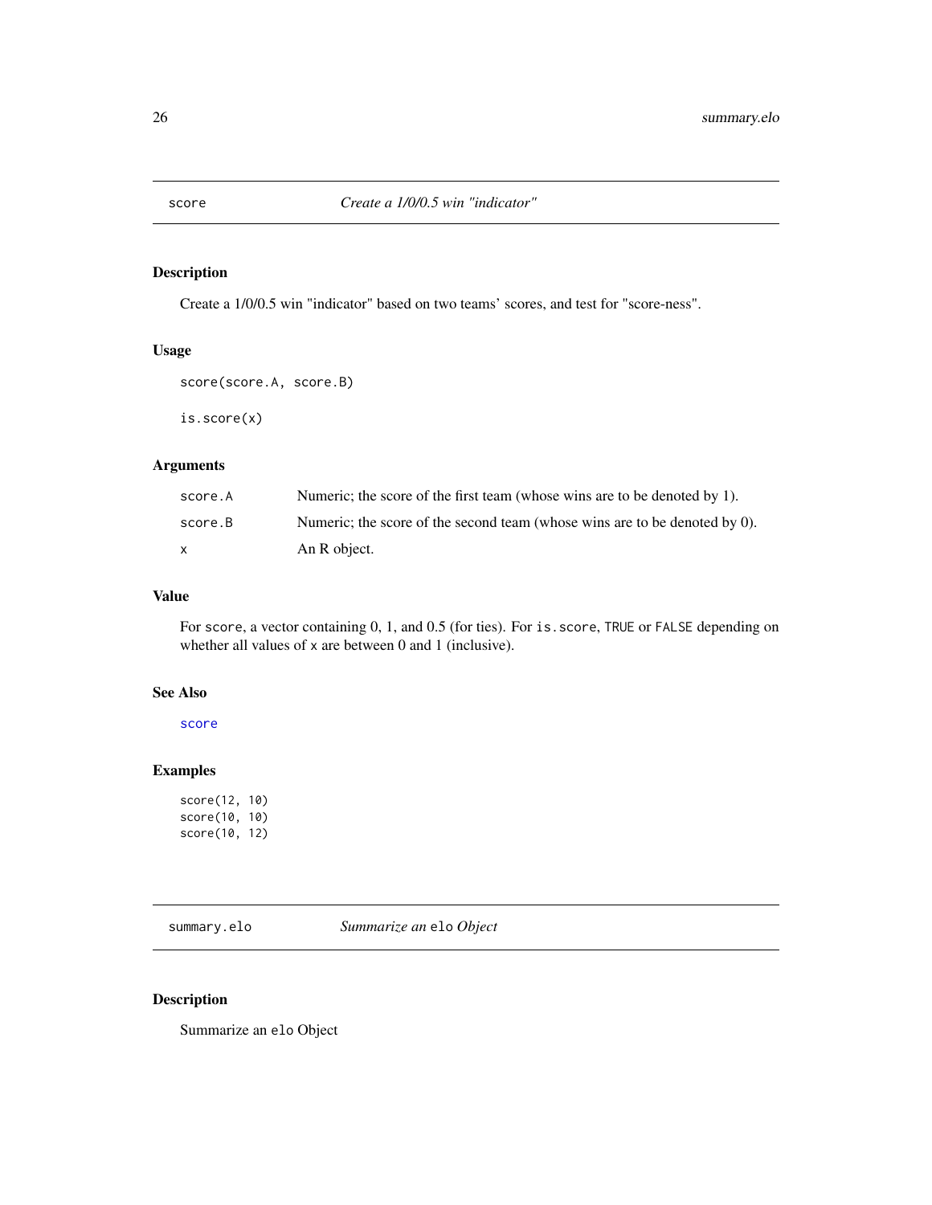## score — *Create a 1/0/0.5 win "indicator"*

### Description

Create a 1/0/0.5 win "indicator" based on two teams' scores, and test for "score-ness".

### Usage

```
score(score.A, score.B)

is.score(x)
```

### Arguments

| | |
|---|---|
| score.A | Numeric; the score of the first team (whose wins are to be denoted by 1). |
| score.B | Numeric; the score of the second team (whose wins are to be denoted by 0). |
| x | An R object. |

### Value

For `score`, a vector containing 0, 1, and 0.5 (for ties). For `is.score`, `TRUE` or `FALSE` depending on whether all values of `x` are between 0 and 1 (inclusive).

### See Also

score

### Examples

```
score(12, 10)
score(10, 10)
score(10, 12)
```

## summary.elo — *Summarize an* `elo` *Object*

### Description

Summarize an `elo` Object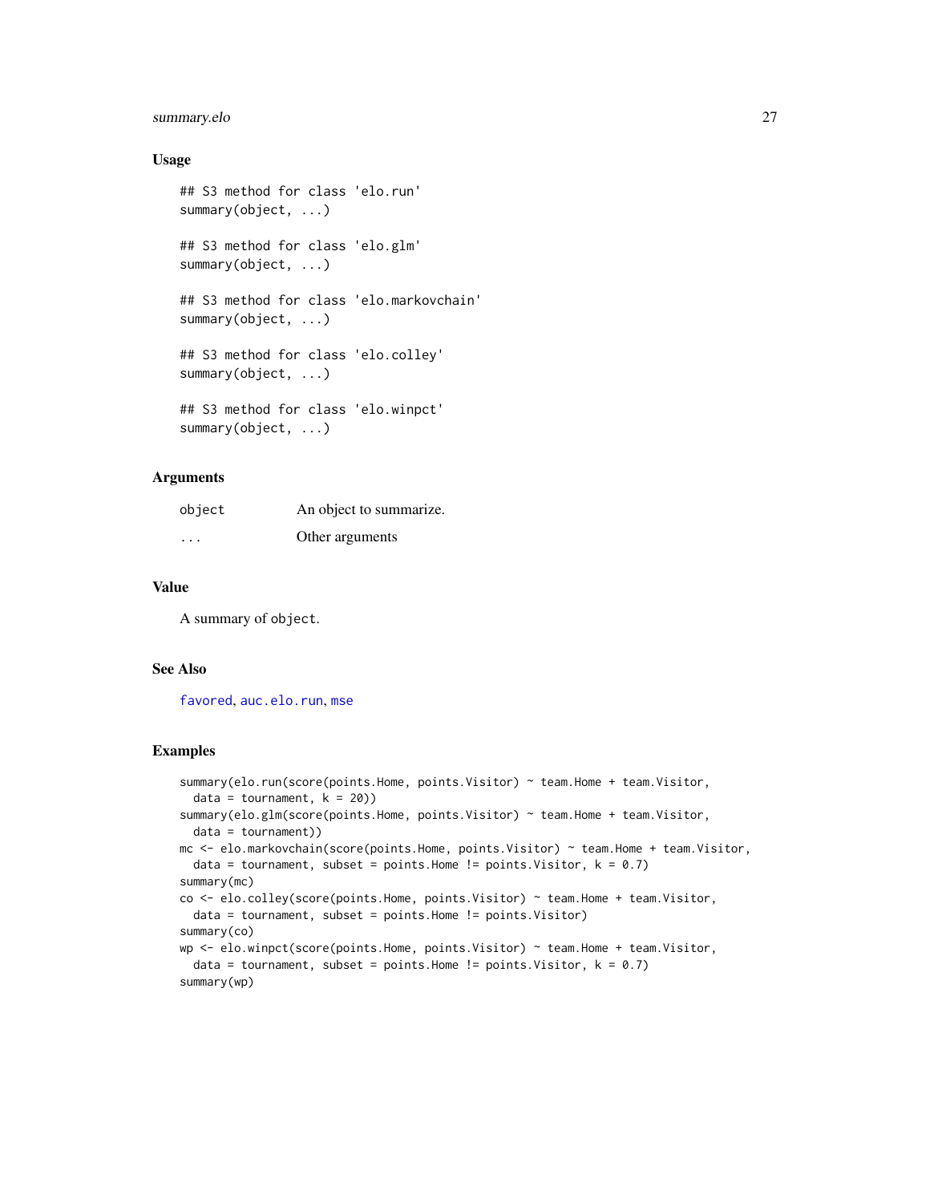### Usage

```
## S3 method for class 'elo.run'
summary(object, ...)

## S3 method for class 'elo.glm'
summary(object, ...)

## S3 method for class 'elo.markovchain'
summary(object, ...)

## S3 method for class 'elo.colley'
summary(object, ...)

## S3 method for class 'elo.winpct'
summary(object, ...)
```

### Arguments

| | |
|---|---|
| `object` | An object to summarize. |
| `...` | Other arguments |

### Value

A summary of `object`.

### See Also

`favored`, `auc.elo.run`, `mse`

### Examples

```
summary(elo.run(score(points.Home, points.Visitor) ~ team.Home + team.Visitor,
  data = tournament, k = 20))
summary(elo.glm(score(points.Home, points.Visitor) ~ team.Home + team.Visitor,
  data = tournament))
mc <- elo.markovchain(score(points.Home, points.Visitor) ~ team.Home + team.Visitor,
  data = tournament, subset = points.Home != points.Visitor, k = 0.7)
summary(mc)
co <- elo.colley(score(points.Home, points.Visitor) ~ team.Home + team.Visitor,
  data = tournament, subset = points.Home != points.Visitor)
summary(co)
wp <- elo.winpct(score(points.Home, points.Visitor) ~ team.Home + team.Visitor,
  data = tournament, subset = points.Home != points.Visitor, k = 0.7)
summary(wp)
```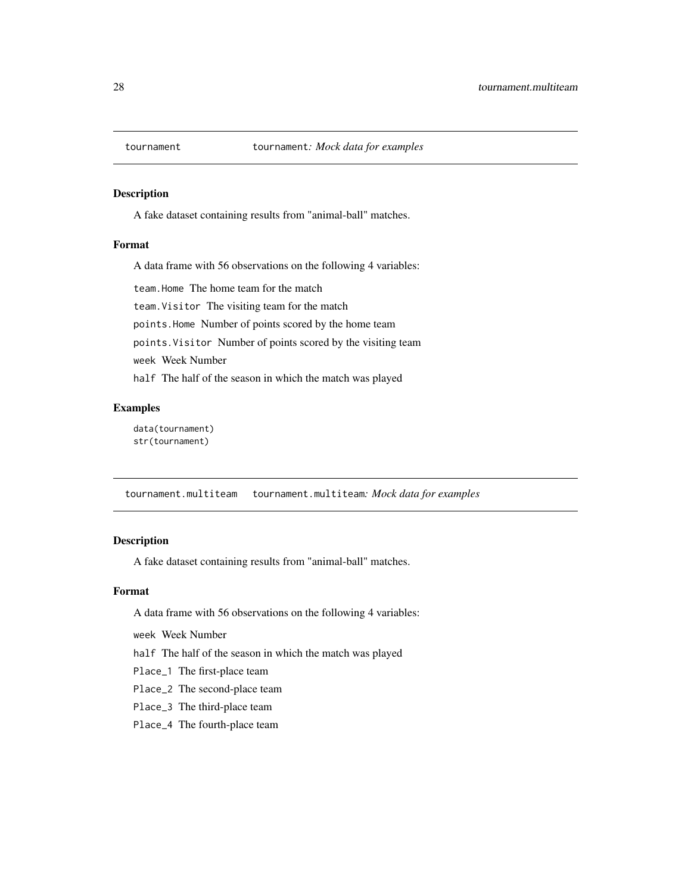## tournament — `tournament`: *Mock data for examples*

### Description

A fake dataset containing results from "animal-ball" matches.

### Format

A data frame with 56 observations on the following 4 variables:

`team.Home` The home team for the match

`team.Visitor` The visiting team for the match

`points.Home` Number of points scored by the home team

`points.Visitor` Number of points scored by the visiting team

`week` Week Number

`half` The half of the season in which the match was played

### Examples

```
data(tournament)
str(tournament)
```

## tournament.multiteam — `tournament.multiteam`: *Mock data for examples*

### Description

A fake dataset containing results from "animal-ball" matches.

### Format

A data frame with 56 observations on the following 4 variables:

`week` Week Number

`half` The half of the season in which the match was played

`Place_1` The first-place team

`Place_2` The second-place team

`Place_3` The third-place team

`Place_4` The fourth-place team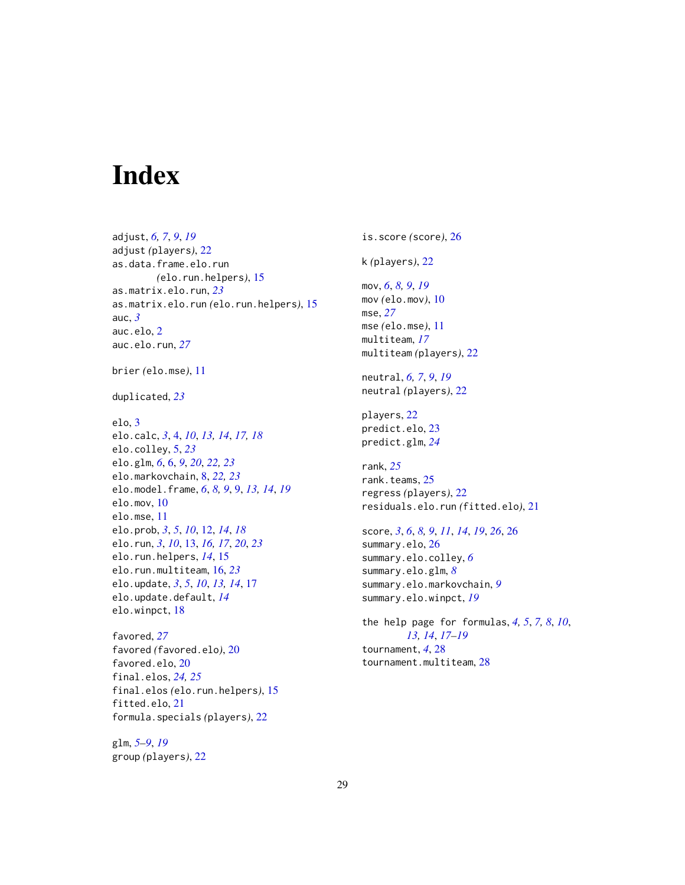# Index

adjust, *6, 7*, *9*, *19*
adjust (players), 22
as.data.frame.elo.run (elo.run.helpers), 15
as.matrix.elo.run, *23*
as.matrix.elo.run (elo.run.helpers), 15
auc, *3*
auc.elo, 2
auc.elo.run, *27*

brier (elo.mse), 11

duplicated, *23*

elo, 3
elo.calc, *3*, 4, *10*, *13, 14*, *17, 18*
elo.colley, 5, *23*
elo.glm, *6*, 6, *9*, *20*, *22, 23*
elo.markovchain, 8, *22, 23*
elo.model.frame, *6*, *8, 9*, 9, *13, 14*, *19*
elo.mov, 10
elo.mse, 11
elo.prob, *3*, *5*, *10*, 12, *14*, *18*
elo.run, *3*, *10*, 13, *16, 17*, *20*, *23*
elo.run.helpers, *14*, 15
elo.run.multiteam, 16, *23*
elo.update, *3*, *5*, *10*, *13, 14*, 17
elo.update.default, *14*
elo.winpct, 18

favored, *27*
favored (favored.elo), 20
favored.elo, 20
final.elos, *24, 25*
final.elos (elo.run.helpers), 15
fitted.elo, 21
formula.specials (players), 22

glm, *5–9*, *19*
group (players), 22

is.score (score), 26

k (players), 22

mov, *6*, *8, 9*, *19*
mov (elo.mov), 10
mse, *27*
mse (elo.mse), 11
multiteam, *17*
multiteam (players), 22

neutral, *6, 7*, *9*, *19*
neutral (players), 22

players, 22
predict.elo, 23
predict.glm, *24*

rank, *25*
rank.teams, 25
regress (players), 22
residuals.elo.run (fitted.elo), 21

score, *3*, *6*, *8, 9*, *11*, *14*, *19*, *26*, 26
summary.elo, 26
summary.elo.colley, *6*
summary.elo.glm, *8*
summary.elo.markovchain, *9*
summary.elo.winpct, *19*

the help page for formulas, *4, 5*, *7, 8*, *10*, *13, 14*, *17–19*
tournament, *4*, 28
tournament.multiteam, 28